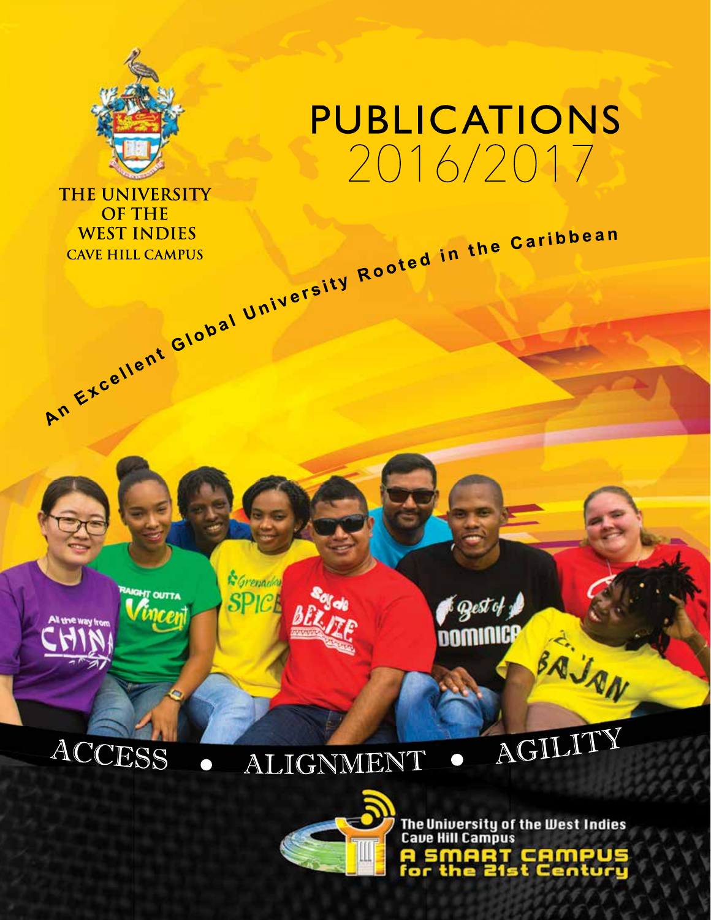THE UNIVERSITY OF THE WEST INDIES
CAVE HILL CAMPUS

# PUBLICATIONS 2016/2017

An Excellent Global University Rooted in the Caribbean

ACCESS • ALIGNMENT • AGILITY

The University of the West Indies
Cave Hill Campus
A SMART CAMPUS for the 21st Century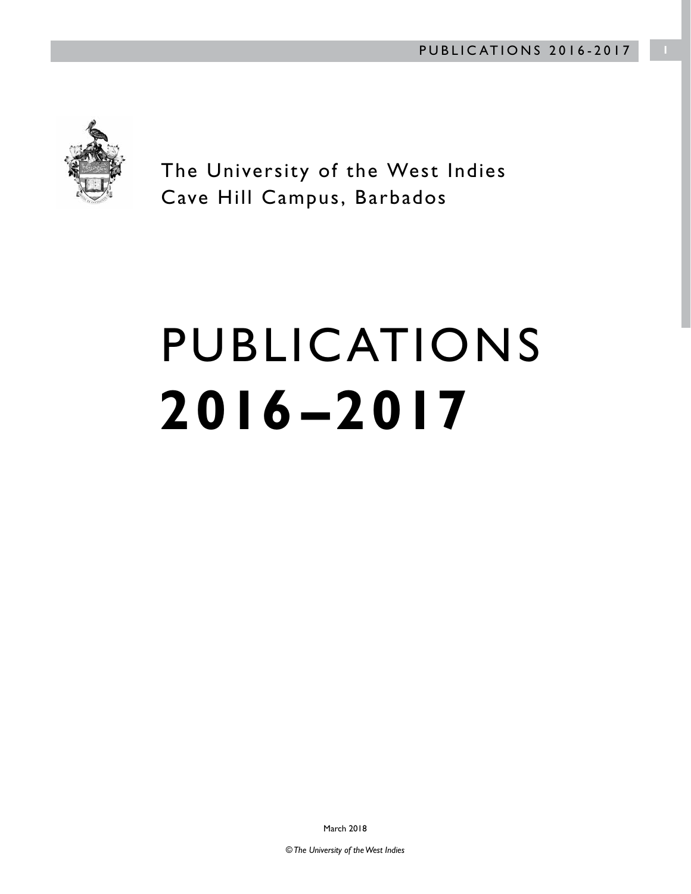The University of the West Indies
Cave Hill Campus, Barbados

# PUBLICATIONS
# **2016–2017**

March 2018

*© The University of the West Indies*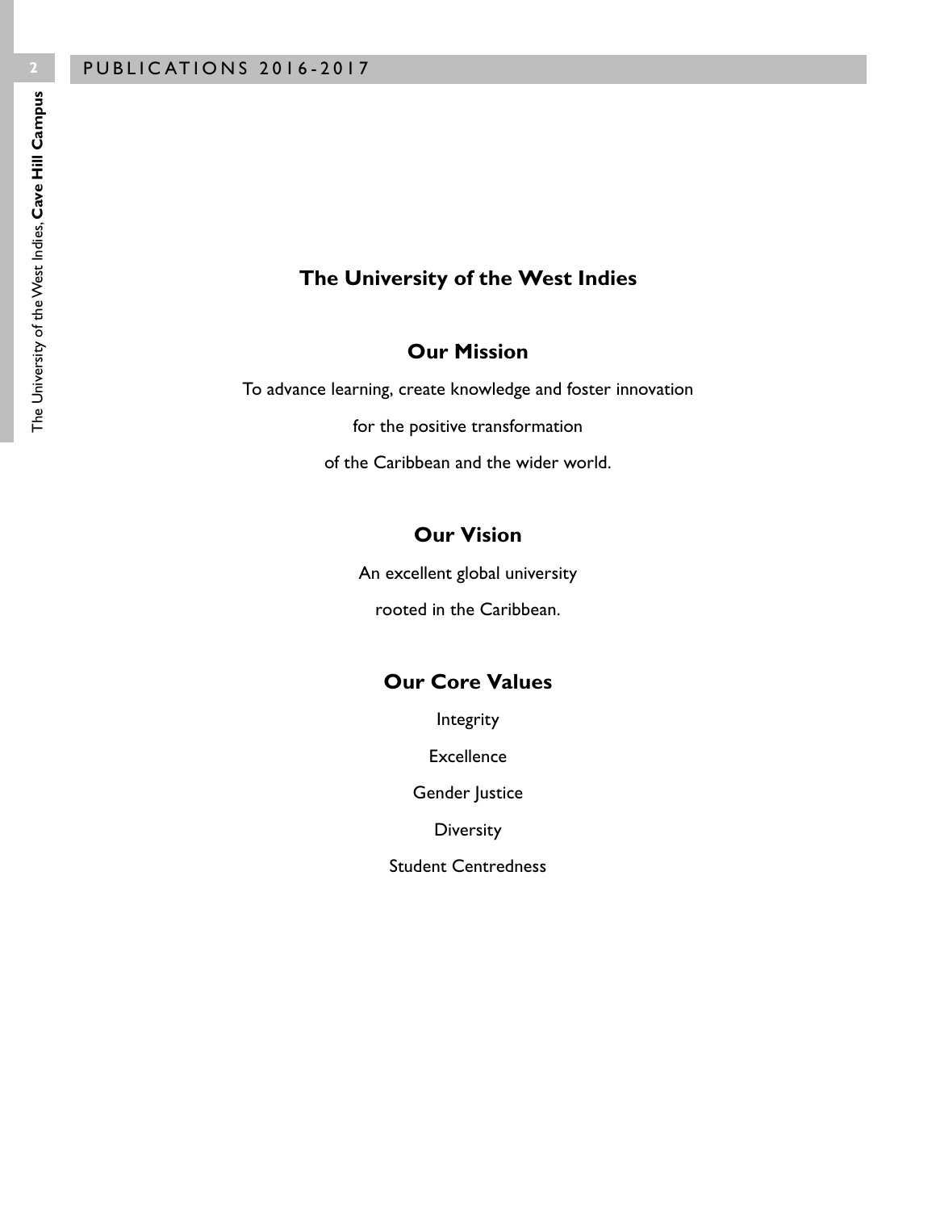# The University of the West Indies

## Our Mission

To advance learning, create knowledge and foster innovation

for the positive transformation

of the Caribbean and the wider world.

## Our Vision

An excellent global university

rooted in the Caribbean.

## Our Core Values

Integrity

Excellence

Gender Justice

Diversity

Student Centredness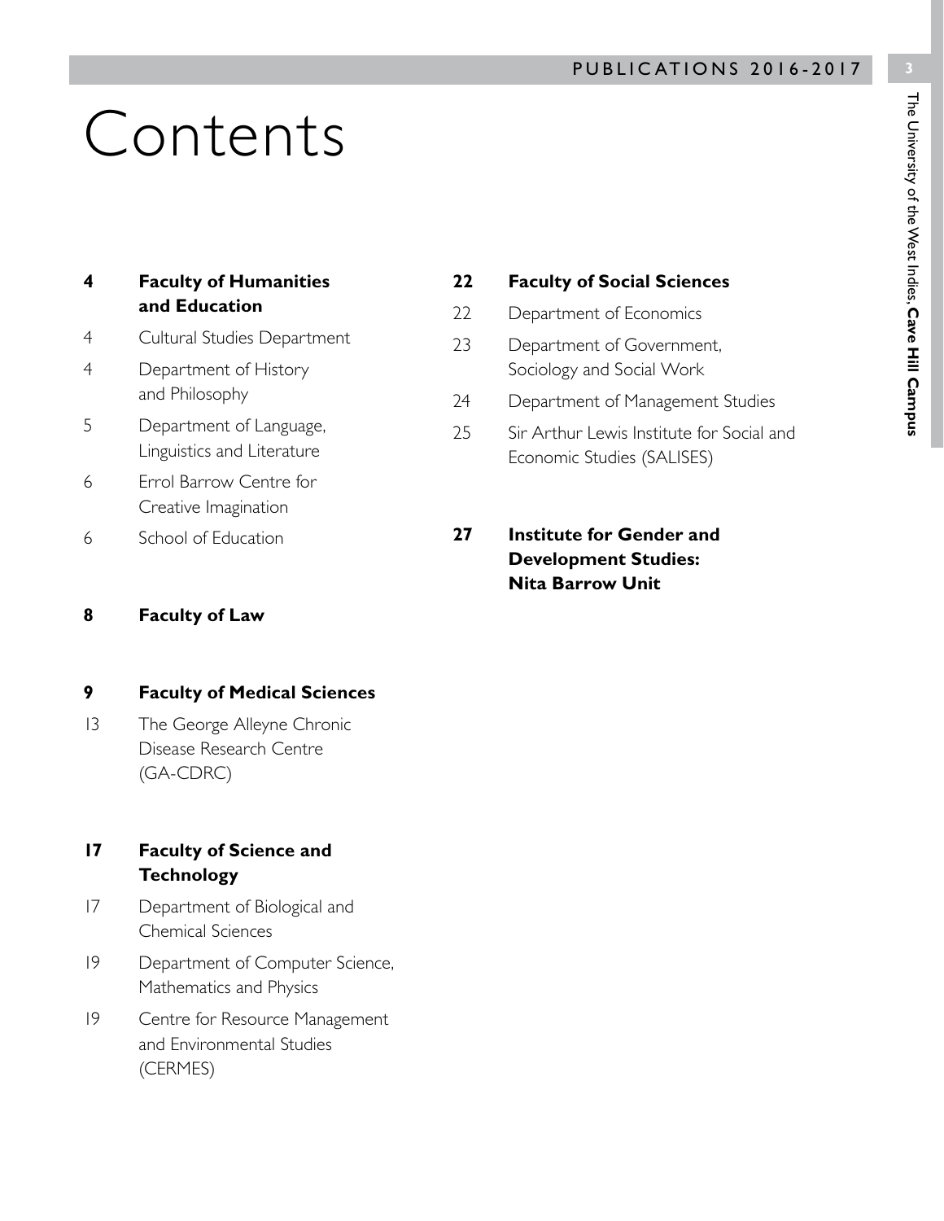# Contents

**4 Faculty of Humanities and Education**

4 Cultural Studies Department

4 Department of History and Philosophy

5 Department of Language, Linguistics and Literature

6 Errol Barrow Centre for Creative Imagination

6 School of Education

**8 Faculty of Law**

**9 Faculty of Medical Sciences**

13 The George Alleyne Chronic Disease Research Centre (GA-CDRC)

**17 Faculty of Science and Technology**

17 Department of Biological and Chemical Sciences

19 Department of Computer Science, Mathematics and Physics

19 Centre for Resource Management and Environmental Studies (CERMES)

**22 Faculty of Social Sciences**

22 Department of Economics

23 Department of Government, Sociology and Social Work

24 Department of Management Studies

25 Sir Arthur Lewis Institute for Social and Economic Studies (SALISES)

**27 Institute for Gender and Development Studies: Nita Barrow Unit**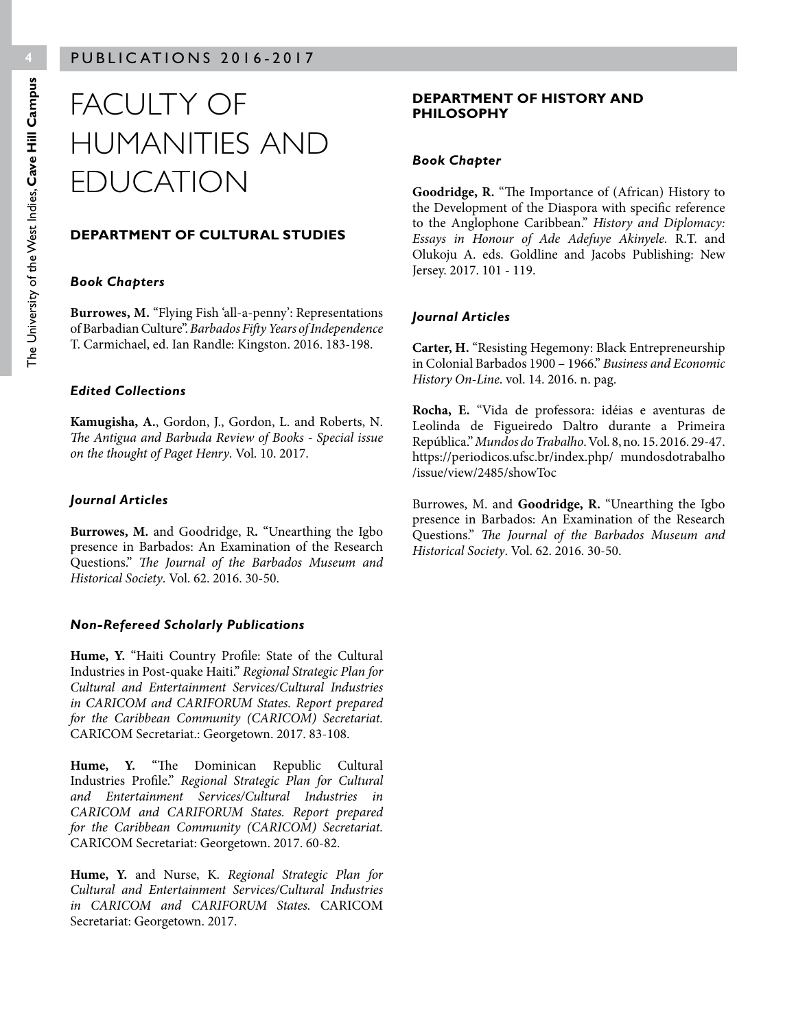# FACULTY OF HUMANITIES AND EDUCATION

## DEPARTMENT OF CULTURAL STUDIES

### *Book Chapters*

**Burrowes, M.** "Flying Fish 'all-a-penny': Representations of Barbadian Culture". *Barbados Fifty Years of Independence* T. Carmichael, ed. Ian Randle: Kingston. 2016. 183-198.

### *Edited Collections*

**Kamugisha, A.**, Gordon, J., Gordon, L. and Roberts, N. *The Antigua and Barbuda Review of Books - Special issue on the thought of Paget Henry*. Vol. 10. 2017.

### *Journal Articles*

**Burrowes, M.** and Goodridge, R**.** "Unearthing the Igbo presence in Barbados: An Examination of the Research Questions." *The Journal of the Barbados Museum and Historical Society*. Vol. 62. 2016. 30-50.

### *Non-Refereed Scholarly Publications*

**Hume, Y.** "Haiti Country Profile: State of the Cultural Industries in Post-quake Haiti." *Regional Strategic Plan for Cultural and Entertainment Services/Cultural Industries in CARICOM and CARIFORUM States. Report prepared for the Caribbean Community (CARICOM) Secretariat.* CARICOM Secretariat.: Georgetown. 2017. 83-108.

**Hume, Y.** "The Dominican Republic Cultural Industries Profile." *Regional Strategic Plan for Cultural and Entertainment Services/Cultural Industries in CARICOM and CARIFORUM States. Report prepared for the Caribbean Community (CARICOM) Secretariat.* CARICOM Secretariat: Georgetown. 2017. 60-82.

**Hume, Y.** and Nurse, K. *Regional Strategic Plan for Cultural and Entertainment Services/Cultural Industries in CARICOM and CARIFORUM States.* CARICOM Secretariat: Georgetown. 2017.

## DEPARTMENT OF HISTORY AND PHILOSOPHY

### *Book Chapter*

**Goodridge, R.** "The Importance of (African) History to the Development of the Diaspora with specific reference to the Anglophone Caribbean." *History and Diplomacy: Essays in Honour of Ade Adefuye Akinyele*. R.T. and Olukoju A. eds. Goldline and Jacobs Publishing: New Jersey. 2017. 101 - 119.

### *Journal Articles*

**Carter, H.** "Resisting Hegemony: Black Entrepreneurship in Colonial Barbados 1900 – 1966." *Business and Economic History On-Line*. vol. 14. 2016. n. pag.

**Rocha, E.** "Vida de professora: idéias e aventuras de Leolinda de Figueiredo Daltro durante a Primeira República." *Mundos do Trabalho*. Vol. 8, no. 15. 2016. 29-47. https://periodicos.ufsc.br/index.php/ mundosdotrabalho /issue/view/2485/showToc

Burrowes, M. and **Goodridge, R.** "Unearthing the Igbo presence in Barbados: An Examination of the Research Questions." *The Journal of the Barbados Museum and Historical Society*. Vol. 62. 2016. 30-50.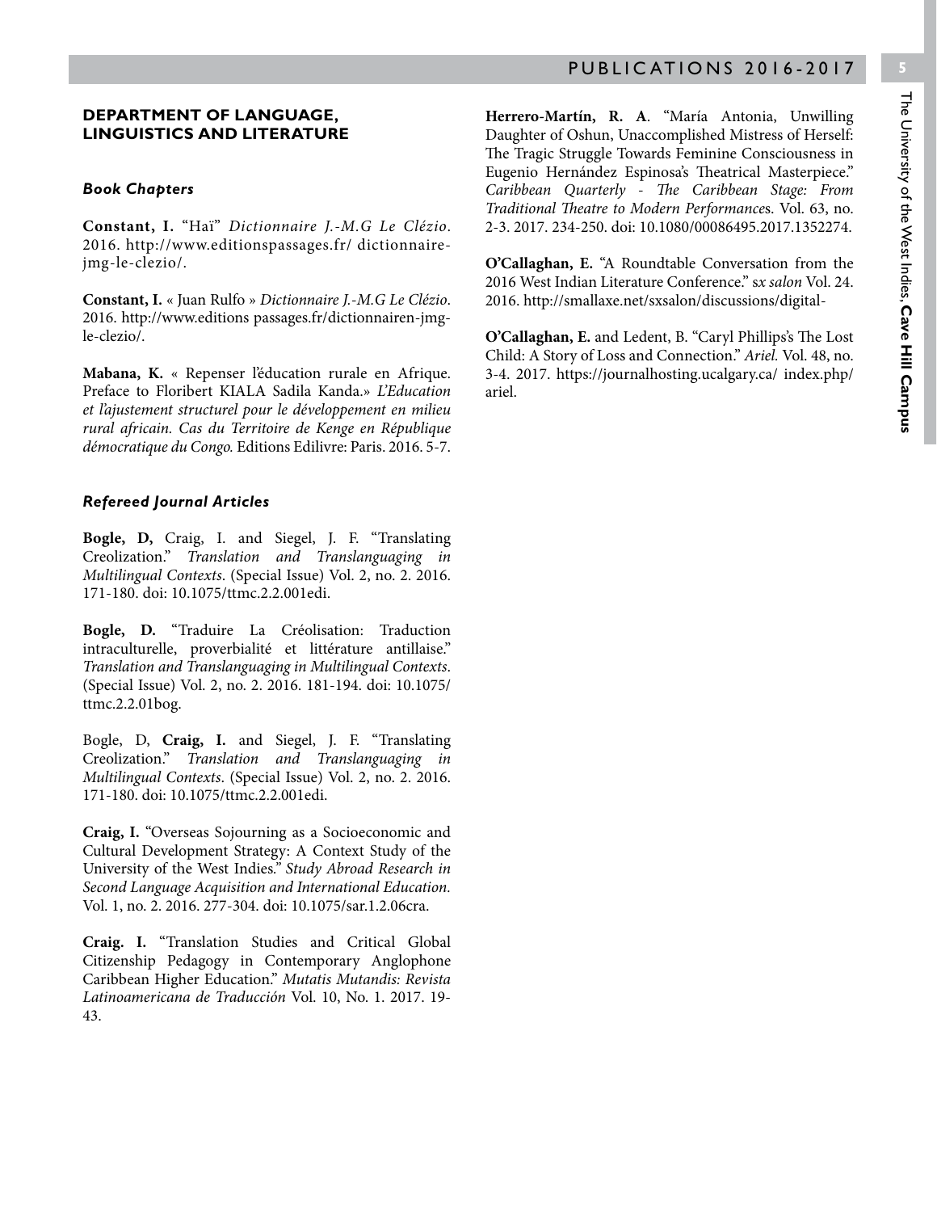## DEPARTMENT OF LANGUAGE, LINGUISTICS AND LITERATURE

### *Book Chapters*

**Constant, I.** "Haï" *Dictionnaire J.-M.G Le Clézio*. 2016. http://www.editionspassages.fr/ dictionnaire-jmg-le-clezio/.

**Constant, I.** « Juan Rulfo » *Dictionnaire J.-M.G Le Clézio*. 2016. http://www.editions passages.fr/dictionnairen-jmg-le-clezio/.

**Mabana, K.** « Repenser l'éducation rurale en Afrique. Preface to Floribert KIALA Sadila Kanda.» *L'Education et l'ajustement structurel pour le développement en milieu rural africain. Cas du Territoire de Kenge en République démocratique du Congo.* Editions Edilivre: Paris. 2016. 5-7.

### *Refereed Journal Articles*

**Bogle, D,** Craig, I. and Siegel, J. F. "Translating Creolization." *Translation and Translanguaging in Multilingual Contexts*. (Special Issue) Vol. 2, no. 2. 2016. 171-180. doi: 10.1075/ttmc.2.2.001edi.

**Bogle, D.** "Traduire La Créolisation: Traduction intraculturelle, proverbialité et littérature antillaise." *Translation and Translanguaging in Multilingual Contexts*. (Special Issue) Vol. 2, no. 2. 2016. 181-194. doi: 10.1075/ ttmc.2.2.01bog.

Bogle, D, **Craig, I.** and Siegel, J. F. "Translating Creolization." *Translation and Translanguaging in Multilingual Contexts*. (Special Issue) Vol. 2, no. 2. 2016. 171-180. doi: 10.1075/ttmc.2.2.001edi.

**Craig, I.** "Overseas Sojourning as a Socioeconomic and Cultural Development Strategy: A Context Study of the University of the West Indies." *Study Abroad Research in Second Language Acquisition and International Education.* Vol. 1, no. 2. 2016. 277-304. doi: 10.1075/sar.1.2.06cra.

**Craig. I.** "Translation Studies and Critical Global Citizenship Pedagogy in Contemporary Anglophone Caribbean Higher Education." *Mutatis Mutandis: Revista Latinoamericana de Traducción* Vol. 10, No. 1. 2017. 19-43.

**Herrero-Martín, R. A**. "María Antonia, Unwilling Daughter of Oshun, Unaccomplished Mistress of Herself: The Tragic Struggle Towards Feminine Consciousness in Eugenio Hernández Espinosa's Theatrical Masterpiece." *Caribbean Quarterly - The Caribbean Stage: From Traditional Theatre to Modern Performances*. Vol. 63, no. 2-3. 2017. 234-250. doi: 10.1080/00086495.2017.1352274.

**O'Callaghan, E.** "A Roundtable Conversation from the 2016 West Indian Literature Conference." *sx salon* Vol. 24. 2016. http://smallaxe.net/sxsalon/discussions/digital-

**O'Callaghan, E.** and Ledent, B. "Caryl Phillips's The Lost Child: A Story of Loss and Connection." *Ariel.* Vol. 48, no. 3-4. 2017. https://journalhosting.ucalgary.ca/ index.php/ ariel.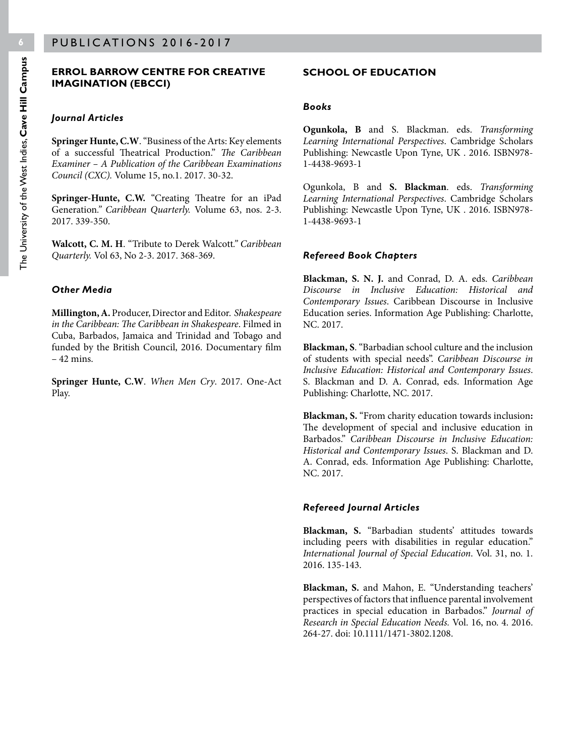## ERROL BARROW CENTRE FOR CREATIVE IMAGINATION (EBCCI)

### *Journal Articles*

**Springer Hunte, C.W**. "Business of the Arts: Key elements of a successful Theatrical Production." *The Caribbean Examiner – A Publication of the Caribbean Examinations Council (CXC).* Volume 15, no.1. 2017. 30-32.

**Springer-Hunte, C.W.** "Creating Theatre for an iPad Generation." *Caribbean Quarterly.* Volume 63, nos. 2-3. 2017. 339-350.

**Walcott, C. M. H**. "Tribute to Derek Walcott." *Caribbean Quarterly.* Vol 63, No 2-3. 2017. 368-369.

### *Other Media*

**Millington, A.** Producer, Director and Editor. *Shakespeare in the Caribbean: The Caribbean in Shakespeare*. Filmed in Cuba, Barbados, Jamaica and Trinidad and Tobago and funded by the British Council, 2016. Documentary film – 42 mins.

**Springer Hunte, C.W**. *When Men Cry*. 2017. One-Act Play.

## SCHOOL OF EDUCATION

### *Books*

**Ogunkola, B** and S. Blackman. eds. *Transforming Learning International Perspectives*. Cambridge Scholars Publishing: Newcastle Upon Tyne, UK . 2016. ISBN978-1-4438-9693-1

Ogunkola, B and **S. Blackman**. eds. *Transforming Learning International Perspectives*. Cambridge Scholars Publishing: Newcastle Upon Tyne, UK . 2016. ISBN978-1-4438-9693-1

### *Refereed Book Chapters*

**Blackman, S. N. J.** and Conrad, D. A. eds. *Caribbean Discourse in Inclusive Education: Historical and Contemporary Issues*. Caribbean Discourse in Inclusive Education series. Information Age Publishing: Charlotte, NC. 2017.

**Blackman, S**. "Barbadian school culture and the inclusion of students with special needs". *Caribbean Discourse in Inclusive Education: Historical and Contemporary Issues*. S. Blackman and D. A. Conrad, eds. Information Age Publishing: Charlotte, NC. 2017.

**Blackman, S.** "From charity education towards inclusion**:** The development of special and inclusive education in Barbados." *Caribbean Discourse in Inclusive Education: Historical and Contemporary Issues*. S. Blackman and D. A. Conrad, eds. Information Age Publishing: Charlotte, NC. 2017.

### *Refereed Journal Articles*

**Blackman, S.** "Barbadian students' attitudes towards including peers with disabilities in regular education." *International Journal of Special Education*. Vol. 31, no. 1. 2016. 135-143.

**Blackman, S.** and Mahon, E. "Understanding teachers' perspectives of factors that influence parental involvement practices in special education in Barbados." *Journal of Research in Special Education Needs.* Vol. 16, no. 4. 2016. 264-27. doi: 10.1111/1471-3802.1208.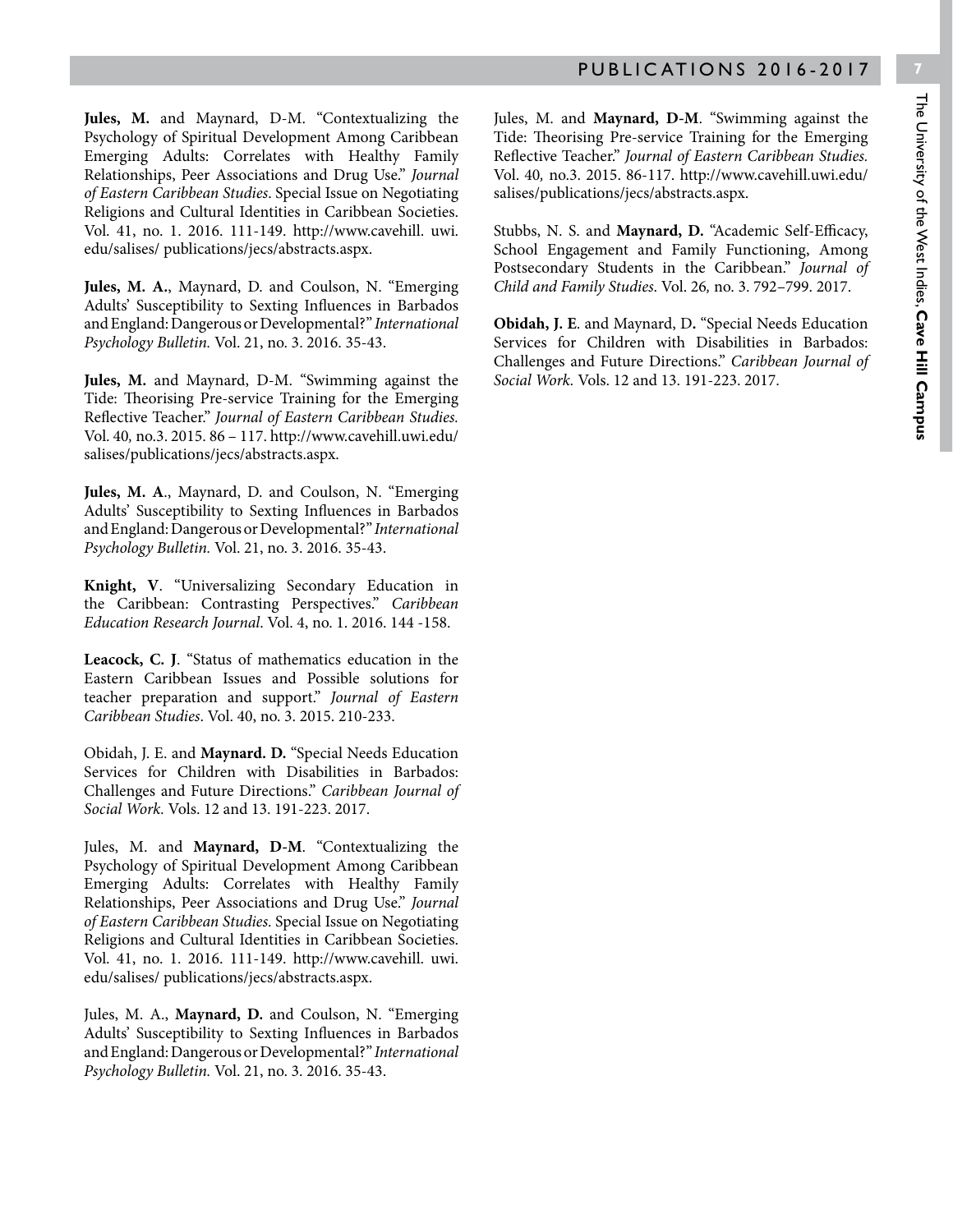**Jules, M.** and Maynard, D-M. "Contextualizing the Psychology of Spiritual Development Among Caribbean Emerging Adults: Correlates with Healthy Family Relationships, Peer Associations and Drug Use." *Journal of Eastern Caribbean Studies*. Special Issue on Negotiating Religions and Cultural Identities in Caribbean Societies. Vol. 41, no. 1. 2016. 111-149. http://www.cavehill. uwi. edu/salises/ publications/jecs/abstracts.aspx.

**Jules, M. A.**, Maynard, D. and Coulson, N. "Emerging Adults' Susceptibility to Sexting Influences in Barbados and England: Dangerous or Developmental?" *International Psychology Bulletin.* Vol. 21, no. 3. 2016. 35-43.

**Jules, M.** and Maynard, D-M. "Swimming against the Tide: Theorising Pre-service Training for the Emerging Reflective Teacher." *Journal of Eastern Caribbean Studies.* Vol. 40, no.3. 2015. 86 – 117. http://www.cavehill.uwi.edu/salises/publications/jecs/abstracts.aspx.

**Jules, M. A**., Maynard, D. and Coulson, N. "Emerging Adults' Susceptibility to Sexting Influences in Barbados and England: Dangerous or Developmental?" *International Psychology Bulletin.* Vol. 21, no. 3. 2016. 35-43.

**Knight, V**. "Universalizing Secondary Education in the Caribbean: Contrasting Perspectives." *Caribbean Education Research Journal*. Vol. 4, no. 1. 2016. 144 -158.

**Leacock, C. J**. "Status of mathematics education in the Eastern Caribbean Issues and Possible solutions for teacher preparation and support." *Journal of Eastern Caribbean Studies*. Vol. 40, no. 3. 2015. 210-233.

Obidah, J. E. and **Maynard. D.** "Special Needs Education Services for Children with Disabilities in Barbados: Challenges and Future Directions." *Caribbean Journal of Social Work.* Vols. 12 and 13. 191-223. 2017.

Jules, M. and **Maynard, D-M**. "Contextualizing the Psychology of Spiritual Development Among Caribbean Emerging Adults: Correlates with Healthy Family Relationships, Peer Associations and Drug Use." *Journal of Eastern Caribbean Studies*. Special Issue on Negotiating Religions and Cultural Identities in Caribbean Societies. Vol. 41, no. 1. 2016. 111-149. http://www.cavehill. uwi. edu/salises/ publications/jecs/abstracts.aspx.

Jules, M. A., **Maynard, D.** and Coulson, N. "Emerging Adults' Susceptibility to Sexting Influences in Barbados and England: Dangerous or Developmental?" *International Psychology Bulletin.* Vol. 21, no. 3. 2016. 35-43.

Jules, M. and **Maynard, D-M**. "Swimming against the Tide: Theorising Pre-service Training for the Emerging Reflective Teacher." *Journal of Eastern Caribbean Studies.* Vol. 40, no.3. 2015. 86-117. http://www.cavehill.uwi.edu/salises/publications/jecs/abstracts.aspx.

Stubbs, N. S. and **Maynard, D.** "Academic Self-Efficacy, School Engagement and Family Functioning, Among Postsecondary Students in the Caribbean." *Journal of Child and Family Studies.* Vol. 26, no. 3. 792–799. 2017.

**Obidah, J. E**. and Maynard, D**.** "Special Needs Education Services for Children with Disabilities in Barbados: Challenges and Future Directions." *Caribbean Journal of Social Work.* Vols. 12 and 13. 191-223. 2017.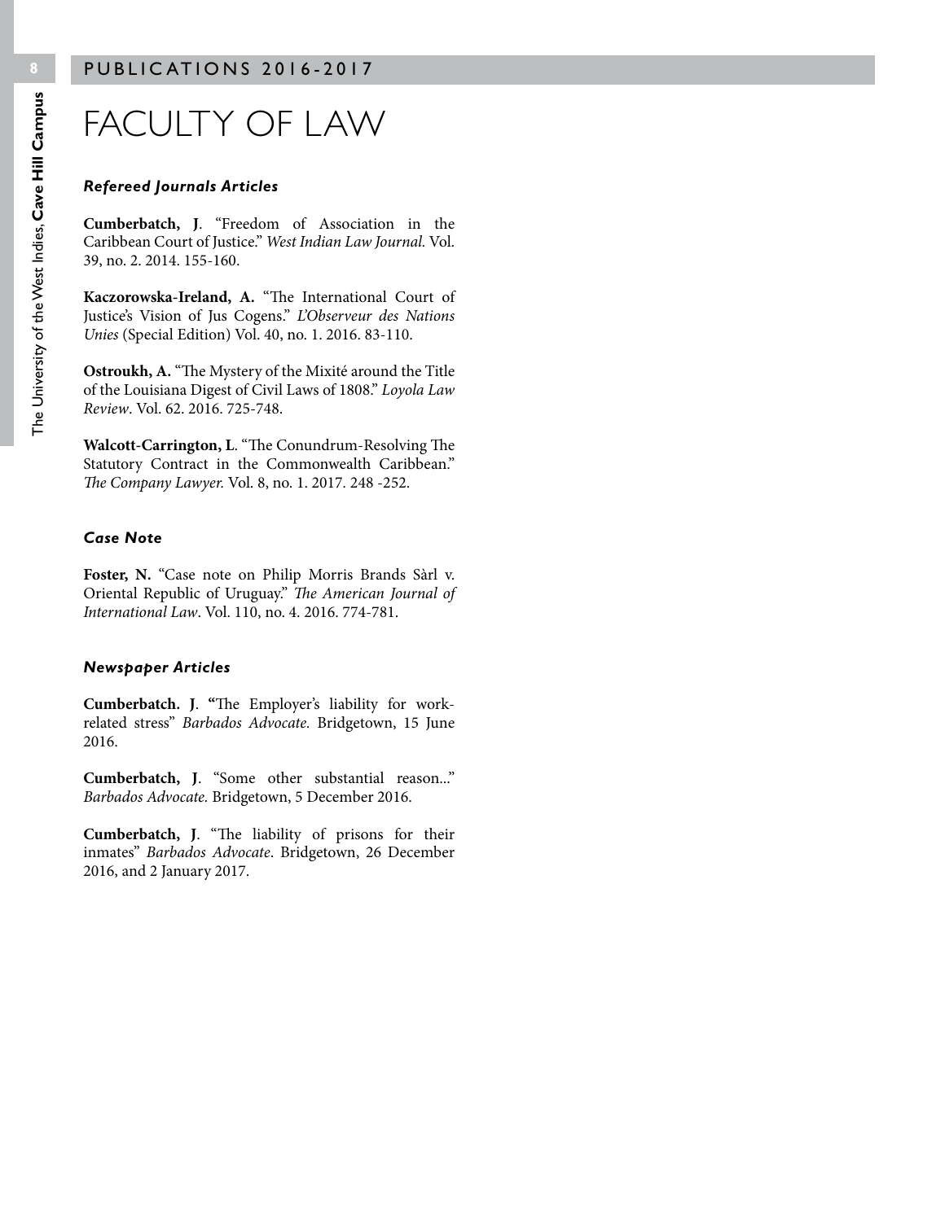# FACULTY OF LAW

### *Refereed Journals Articles*

**Cumberbatch, J**. "Freedom of Association in the Caribbean Court of Justice." *West Indian Law Journal.* Vol. 39, no. 2. 2014. 155-160.

**Kaczorowska-Ireland, A.** "The International Court of Justice's Vision of Jus Cogens." *L'Observeur des Nations Unies* (Special Edition) Vol. 40, no. 1. 2016. 83-110.

**Ostroukh, A.** "The Mystery of the Mixité around the Title of the Louisiana Digest of Civil Laws of 1808." *Loyola Law Review*. Vol. 62. 2016. 725-748.

**Walcott-Carrington, L**. "The Conundrum-Resolving The Statutory Contract in the Commonwealth Caribbean." *The Company Lawyer.* Vol. 8, no. 1. 2017. 248 -252.

### *Case Note*

**Foster, N.** "Case note on Philip Morris Brands Sàrl v. Oriental Republic of Uruguay." *The American Journal of International Law*. Vol. 110, no. 4. 2016. 774-781.

### *Newspaper Articles*

**Cumberbatch. J**. **"**The Employer's liability for work-related stress" *Barbados Advocate.* Bridgetown, 15 June 2016.

**Cumberbatch, J**. "Some other substantial reason..." *Barbados Advocate.* Bridgetown, 5 December 2016.

**Cumberbatch, J**. "The liability of prisons for their inmates" *Barbados Advocate*. Bridgetown, 26 December 2016, and 2 January 2017.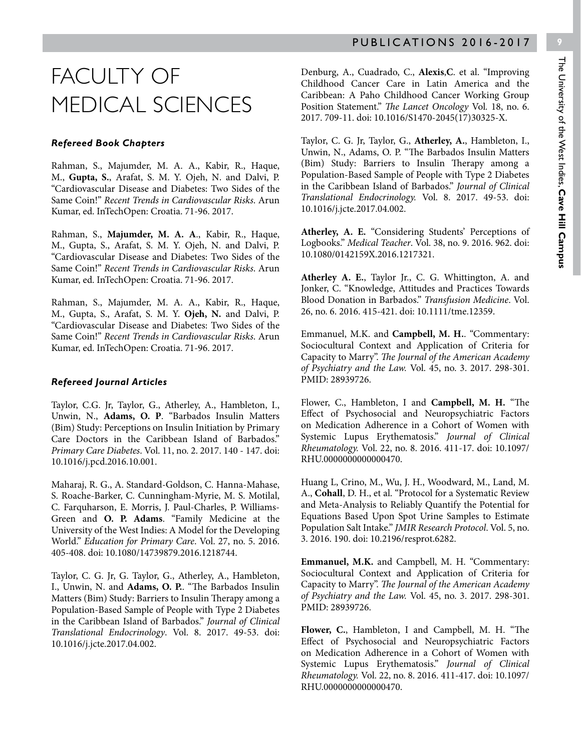# FACULTY OF MEDICAL SCIENCES

### *Refereed Book Chapters*

Rahman, S., Majumder, M. A. A., Kabir, R., Haque, M., **Gupta, S.**, Arafat, S. M. Y. Ojeh, N. and Dalvi, P. "Cardiovascular Disease and Diabetes: Two Sides of the Same Coin!" *Recent Trends in Cardiovascular Risks*. Arun Kumar, ed. InTechOpen: Croatia. 71-96. 2017.

Rahman, S., **Majumder, M. A. A**., Kabir, R., Haque, M., Gupta, S., Arafat, S. M. Y. Ojeh, N. and Dalvi, P. "Cardiovascular Disease and Diabetes: Two Sides of the Same Coin!" *Recent Trends in Cardiovascular Risks*. Arun Kumar, ed. InTechOpen: Croatia. 71-96. 2017.

Rahman, S., Majumder, M. A. A., Kabir, R., Haque, M., Gupta, S., Arafat, S. M. Y. **Ojeh, N.** and Dalvi, P. "Cardiovascular Disease and Diabetes: Two Sides of the Same Coin!" *Recent Trends in Cardiovascular Risks*. Arun Kumar, ed. InTechOpen: Croatia. 71-96. 2017.

### *Refereed Journal Articles*

Taylor, C.G. Jr, Taylor, G., Atherley, A., Hambleton, I., Unwin, N., **Adams, O. P**. "Barbados Insulin Matters (Bim) Study: Perceptions on Insulin Initiation by Primary Care Doctors in the Caribbean Island of Barbados." *Primary Care Diabetes*. Vol. 11, no. 2. 2017. 140 - 147. doi: 10.1016/j.pcd.2016.10.001.

Maharaj, R. G., A. Standard-Goldson, C. Hanna-Mahase, S. Roache-Barker, C. Cunningham-Myrie, M. S. Motilal, C. Farquharson, E. Morris, J. Paul-Charles, P. Williams-Green and **O. P. Adams**. "Family Medicine at the University of the West Indies: A Model for the Developing World." *Education for Primary Care*. Vol. 27, no. 5. 2016. 405-408. doi: 10.1080/14739879.2016.1218744.

Taylor, C. G. Jr, G. Taylor, G., Atherley, A., Hambleton, I., Unwin, N. and **Adams, O. P.**. "The Barbados Insulin Matters (Bim) Study: Barriers to Insulin Therapy among a Population-Based Sample of People with Type 2 Diabetes in the Caribbean Island of Barbados." *Journal of Clinical Translational Endocrinology*. Vol. 8. 2017. 49-53. doi: 10.1016/j.jcte.2017.04.002.

Denburg, A., Cuadrado, C., **Alexis**,**C**. et al. "Improving Childhood Cancer Care in Latin America and the Caribbean: A Paho Childhood Cancer Working Group Position Statement." *The Lancet Oncology* Vol. 18, no. 6. 2017. 709-11. doi: 10.1016/S1470-2045(17)30325-X.

Taylor, C. G. Jr, Taylor, G., **Atherley, A.**, Hambleton, I., Unwin, N., Adams, O. P. "The Barbados Insulin Matters (Bim) Study: Barriers to Insulin Therapy among a Population-Based Sample of People with Type 2 Diabetes in the Caribbean Island of Barbados." *Journal of Clinical Translational Endocrinology.* Vol. 8. 2017. 49-53. doi: 10.1016/j.jcte.2017.04.002.

**Atherley, A. E.** "Considering Students' Perceptions of Logbooks." *Medical Teacher*. Vol. 38, no. 9. 2016. 962. doi: 10.1080/0142159X.2016.1217321.

**Atherley A. E.**, Taylor Jr., C. G. Whittington, A. and Jonker, C. "Knowledge, Attitudes and Practices Towards Blood Donation in Barbados." *Transfusion Medicine*. Vol. 26, no. 6. 2016. 415-421. doi: 10.1111/tme.12359.

Emmanuel, M.K. and **Campbell, M. H.**. "Commentary: Sociocultural Context and Application of Criteria for Capacity to Marry". *The Journal of the American Academy of Psychiatry and the Law.* Vol. 45, no. 3. 2017. 298-301. PMID: 28939726.

Flower, C., Hambleton, I and **Campbell, M. H.** "The Effect of Psychosocial and Neuropsychiatric Factors on Medication Adherence in a Cohort of Women with Systemic Lupus Erythematosis." *Journal of Clinical Rheumatology.* Vol. 22, no. 8. 2016. 411-17. doi: 10.1097/RHU.0000000000000470.

Huang L, Crino, M., Wu, J. H., Woodward, M., Land, M. A., **Cohall**, D. H., et al. "Protocol for a Systematic Review and Meta-Analysis to Reliably Quantify the Potential for Equations Based Upon Spot Urine Samples to Estimate Population Salt Intake." *JMIR Research Protocol*. Vol. 5, no. 3. 2016. 190. doi: 10.2196/resprot.6282.

**Emmanuel, M.K.** and Campbell, M. H. "Commentary: Sociocultural Context and Application of Criteria for Capacity to Marry". *The Journal of the American Academy of Psychiatry and the Law.* Vol. 45, no. 3. 2017. 298-301. PMID: 28939726.

**Flower, C.**, Hambleton, I and Campbell, M. H. "The Effect of Psychosocial and Neuropsychiatric Factors on Medication Adherence in a Cohort of Women with Systemic Lupus Erythematosis." *Journal of Clinical Rheumatology.* Vol. 22, no. 8. 2016. 411-417. doi: 10.1097/RHU.0000000000000470.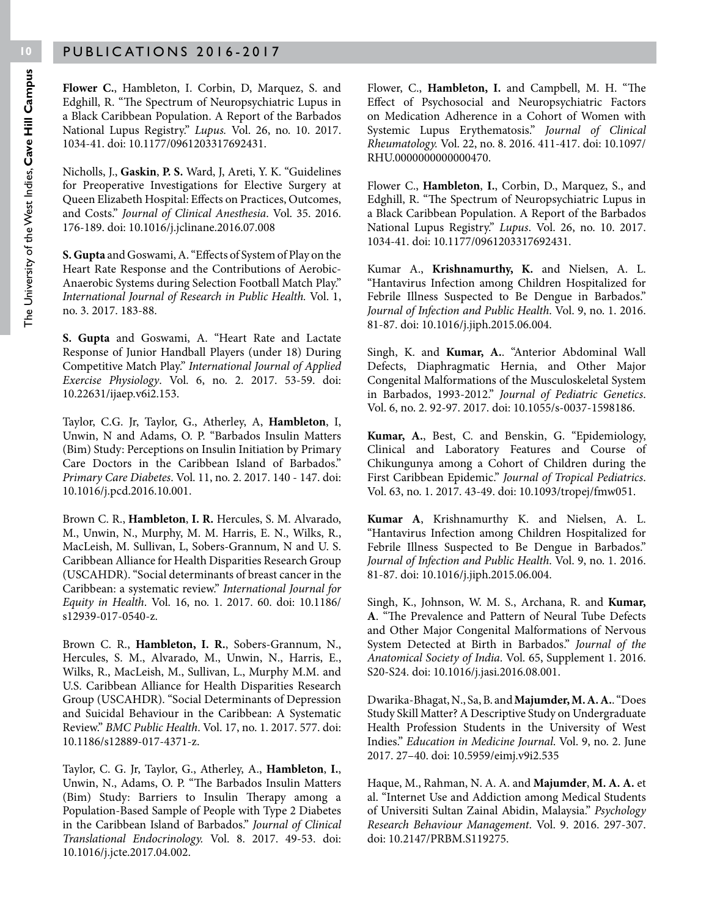**Flower C.**, Hambleton, I. Corbin, D, Marquez, S. and Edghill, R. "The Spectrum of Neuropsychiatric Lupus in a Black Caribbean Population. A Report of the Barbados National Lupus Registry." *Lupus.* Vol. 26, no. 10. 2017. 1034-41. doi: 10.1177/0961203317692431.

Nicholls, J., **Gaskin**, **P. S.** Ward, J, Areti, Y. K. "Guidelines for Preoperative Investigations for Elective Surgery at Queen Elizabeth Hospital: Effects on Practices, Outcomes, and Costs." *Journal of Clinical Anesthesia*. Vol. 35. 2016. 176-189. doi: 10.1016/j.jclinane.2016.07.008

**S. Gupta** and Goswami, A. "Effects of System of Play on the Heart Rate Response and the Contributions of Aerobic-Anaerobic Systems during Selection Football Match Play." *International Journal of Research in Public Health.* Vol. 1, no. 3. 2017. 183-88.

**S. Gupta** and Goswami, A. "Heart Rate and Lactate Response of Junior Handball Players (under 18) During Competitive Match Play." *International Journal of Applied Exercise Physiology*. Vol. 6, no. 2. 2017. 53-59. doi: 10.22631/ijaep.v6i2.153.

Taylor, C.G. Jr, Taylor, G., Atherley, A, **Hambleton**, I, Unwin, N and Adams, O. P. "Barbados Insulin Matters (Bim) Study: Perceptions on Insulin Initiation by Primary Care Doctors in the Caribbean Island of Barbados." *Primary Care Diabetes*. Vol. 11, no. 2. 2017. 140 - 147. doi: 10.1016/j.pcd.2016.10.001.

Brown C. R., **Hambleton**, **I. R.** Hercules, S. M. Alvarado, M., Unwin, N., Murphy, M. M. Harris, E. N., Wilks, R., MacLeish, M. Sullivan, L, Sobers-Grannum, N and U. S. Caribbean Alliance for Health Disparities Research Group (USCAHDR). "Social determinants of breast cancer in the Caribbean: a systematic review." *International Journal for Equity in Health*. Vol. 16, no. 1. 2017. 60. doi: 10.1186/s12939-017-0540-z.

Brown C. R., **Hambleton, I. R.**, Sobers-Grannum, N., Hercules, S. M., Alvarado, M., Unwin, N., Harris, E., Wilks, R., MacLeish, M., Sullivan, L., Murphy M.M. and U.S. Caribbean Alliance for Health Disparities Research Group (USCAHDR). "Social Determinants of Depression and Suicidal Behaviour in the Caribbean: A Systematic Review." *BMC Public Health*. Vol. 17, no. 1. 2017. 577. doi: 10.1186/s12889-017-4371-z.

Taylor, C. G. Jr, Taylor, G., Atherley, A., **Hambleton**, **I.**, Unwin, N., Adams, O. P. "The Barbados Insulin Matters (Bim) Study: Barriers to Insulin Therapy among a Population-Based Sample of People with Type 2 Diabetes in the Caribbean Island of Barbados." *Journal of Clinical Translational Endocrinology.* Vol. 8. 2017. 49-53. doi: 10.1016/j.jcte.2017.04.002.

Flower, C., **Hambleton, I.** and Campbell, M. H. "The Effect of Psychosocial and Neuropsychiatric Factors on Medication Adherence in a Cohort of Women with Systemic Lupus Erythematosis." *Journal of Clinical Rheumatology.* Vol. 22, no. 8. 2016. 411-417. doi: 10.1097/RHU.0000000000000470.

Flower C., **Hambleton**, **I.**, Corbin, D., Marquez, S., and Edghill, R. "The Spectrum of Neuropsychiatric Lupus in a Black Caribbean Population. A Report of the Barbados National Lupus Registry." *Lupus*. Vol. 26, no. 10. 2017. 1034-41. doi: 10.1177/0961203317692431.

Kumar A., **Krishnamurthy, K.** and Nielsen, A. L. "Hantavirus Infection among Children Hospitalized for Febrile Illness Suspected to Be Dengue in Barbados." *Journal of Infection and Public Health.* Vol. 9, no. 1. 2016. 81-87. doi: 10.1016/j.jiph.2015.06.004.

Singh, K. and **Kumar, A.**. "Anterior Abdominal Wall Defects, Diaphragmatic Hernia, and Other Major Congenital Malformations of the Musculoskeletal System in Barbados, 1993-2012." *Journal of Pediatric Genetics*. Vol. 6, no. 2. 92-97. 2017. doi: 10.1055/s-0037-1598186.

**Kumar, A.**, Best, C. and Benskin, G. "Epidemiology, Clinical and Laboratory Features and Course of Chikungunya among a Cohort of Children during the First Caribbean Epidemic." *Journal of Tropical Pediatrics*. Vol. 63, no. 1. 2017. 43-49. doi: 10.1093/tropej/fmw051.

**Kumar A**, Krishnamurthy K. and Nielsen, A. L. "Hantavirus Infection among Children Hospitalized for Febrile Illness Suspected to Be Dengue in Barbados." *Journal of Infection and Public Health.* Vol. 9, no. 1. 2016. 81-87. doi: 10.1016/j.jiph.2015.06.004.

Singh, K., Johnson, W. M. S., Archana, R. and **Kumar, A**. "The Prevalence and Pattern of Neural Tube Defects and Other Major Congenital Malformations of Nervous System Detected at Birth in Barbados." *Journal of the Anatomical Society of India*. Vol. 65, Supplement 1. 2016. S20-S24. doi: 10.1016/j.jasi.2016.08.001.

Dwarika-Bhagat, N., Sa, B. and **Majumder, M. A. A.**. "Does Study Skill Matter? A Descriptive Study on Undergraduate Health Profession Students in the University of West Indies." *Education in Medicine Journal*. Vol. 9, no. 2. June 2017. 27–40. doi: 10.5959/eimj.v9i2.535

Haque, M., Rahman, N. A. A. and **Majumder**, **M. A. A.** et al. "Internet Use and Addiction among Medical Students of Universiti Sultan Zainal Abidin, Malaysia." *Psychology Research Behaviour Management*. Vol. 9. 2016. 297-307. doi: 10.2147/PRBM.S119275.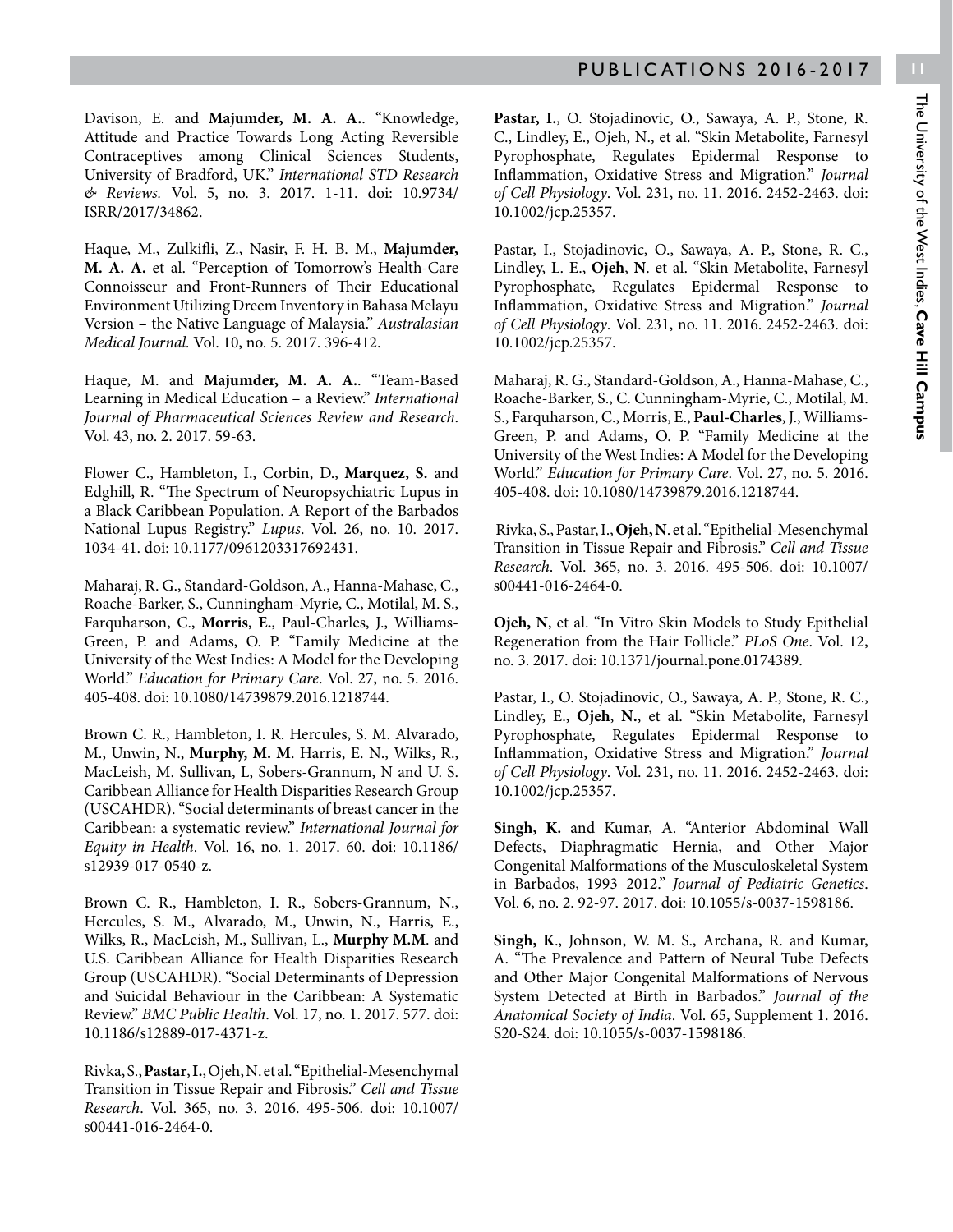Davison, E. and **Majumder, M. A. A.**. "Knowledge, Attitude and Practice Towards Long Acting Reversible Contraceptives among Clinical Sciences Students, University of Bradford, UK." *International STD Research & Reviews*. Vol. 5, no. 3. 2017. 1-11. doi: 10.9734/ISRR/2017/34862.

Haque, M., Zulkifli, Z., Nasir, F. H. B. M., **Majumder, M. A. A.** et al. "Perception of Tomorrow's Health-Care Connoisseur and Front-Runners of Their Educational Environment Utilizing Dreem Inventory in Bahasa Melayu Version – the Native Language of Malaysia." *Australasian Medical Journal*. Vol. 10, no. 5. 2017. 396-412.

Haque, M. and **Majumder, M. A. A.**. "Team-Based Learning in Medical Education – a Review." *International Journal of Pharmaceutical Sciences Review and Research*. Vol. 43, no. 2. 2017. 59-63.

Flower C., Hambleton, I., Corbin, D., **Marquez, S.** and Edghill, R. "The Spectrum of Neuropsychiatric Lupus in a Black Caribbean Population. A Report of the Barbados National Lupus Registry." *Lupus*. Vol. 26, no. 10. 2017. 1034-41. doi: 10.1177/0961203317692431.

Maharaj, R. G., Standard-Goldson, A., Hanna-Mahase, C., Roache-Barker, S., Cunningham-Myrie, C., Motilal, M. S., Farquharson, C., **Morris**, **E.**, Paul-Charles, J., Williams-Green, P. and Adams, O. P. "Family Medicine at the University of the West Indies: A Model for the Developing World." *Education for Primary Care*. Vol. 27, no. 5. 2016. 405-408. doi: 10.1080/14739879.2016.1218744.

Brown C. R., Hambleton, I. R. Hercules, S. M. Alvarado, M., Unwin, N., **Murphy, M. M**. Harris, E. N., Wilks, R., MacLeish, M. Sullivan, L, Sobers-Grannum, N and U. S. Caribbean Alliance for Health Disparities Research Group (USCAHDR). "Social determinants of breast cancer in the Caribbean: a systematic review." *International Journal for Equity in Health*. Vol. 16, no. 1. 2017. 60. doi: 10.1186/s12939-017-0540-z.

Brown C. R., Hambleton, I. R., Sobers-Grannum, N., Hercules, S. M., Alvarado, M., Unwin, N., Harris, E., Wilks, R., MacLeish, M., Sullivan, L., **Murphy M.M**. and U.S. Caribbean Alliance for Health Disparities Research Group (USCAHDR). "Social Determinants of Depression and Suicidal Behaviour in the Caribbean: A Systematic Review." *BMC Public Health*. Vol. 17, no. 1. 2017. 577. doi: 10.1186/s12889-017-4371-z.

Rivka, S., **Pastar, I.**, Ojeh, N. et al. "Epithelial-Mesenchymal Transition in Tissue Repair and Fibrosis." *Cell and Tissue Research*. Vol. 365, no. 3. 2016. 495-506. doi: 10.1007/s00441-016-2464-0.

**Pastar, I.**, O. Stojadinovic, O., Sawaya, A. P., Stone, R. C., Lindley, E., Ojeh, N., et al. "Skin Metabolite, Farnesyl Pyrophosphate, Regulates Epidermal Response to Inflammation, Oxidative Stress and Migration." *Journal of Cell Physiology*. Vol. 231, no. 11. 2016. 2452-2463. doi: 10.1002/jcp.25357.

Pastar, I., Stojadinovic, O., Sawaya, A. P., Stone, R. C., Lindley, L. E., **Ojeh**, **N**. et al. "Skin Metabolite, Farnesyl Pyrophosphate, Regulates Epidermal Response to Inflammation, Oxidative Stress and Migration." *Journal of Cell Physiology*. Vol. 231, no. 11. 2016. 2452-2463. doi: 10.1002/jcp.25357.

Maharaj, R. G., Standard-Goldson, A., Hanna-Mahase, C., Roache-Barker, S., C. Cunningham-Myrie, C., Motilal, M. S., Farquharson, C., Morris, E., **Paul-Charles**, J., Williams-Green, P. and Adams, O. P. "Family Medicine at the University of the West Indies: A Model for the Developing World." *Education for Primary Care*. Vol. 27, no. 5. 2016. 405-408. doi: 10.1080/14739879.2016.1218744.

Rivka, S., Pastar, I., **Ojeh, N**. et al. "Epithelial-Mesenchymal Transition in Tissue Repair and Fibrosis." *Cell and Tissue Research*. Vol. 365, no. 3. 2016. 495-506. doi: 10.1007/s00441-016-2464-0.

**Ojeh, N**, et al. "In Vitro Skin Models to Study Epithelial Regeneration from the Hair Follicle." *PLoS One*. Vol. 12, no. 3. 2017. doi: 10.1371/journal.pone.0174389.

Pastar, I., O. Stojadinovic, O., Sawaya, A. P., Stone, R. C., Lindley, E., **Ojeh**, **N.**, et al. "Skin Metabolite, Farnesyl Pyrophosphate, Regulates Epidermal Response to Inflammation, Oxidative Stress and Migration." *Journal of Cell Physiology*. Vol. 231, no. 11. 2016. 2452-2463. doi: 10.1002/jcp.25357.

**Singh, K.** and Kumar, A. "Anterior Abdominal Wall Defects, Diaphragmatic Hernia, and Other Major Congenital Malformations of the Musculoskeletal System in Barbados, 1993–2012." *Journal of Pediatric Genetics*. Vol. 6, no. 2. 92-97. 2017. doi: 10.1055/s-0037-1598186.

**Singh, K**., Johnson, W. M. S., Archana, R. and Kumar, A. "The Prevalence and Pattern of Neural Tube Defects and Other Major Congenital Malformations of Nervous System Detected at Birth in Barbados." *Journal of the Anatomical Society of India*. Vol. 65, Supplement 1. 2016. S20-S24. doi: 10.1055/s-0037-1598186.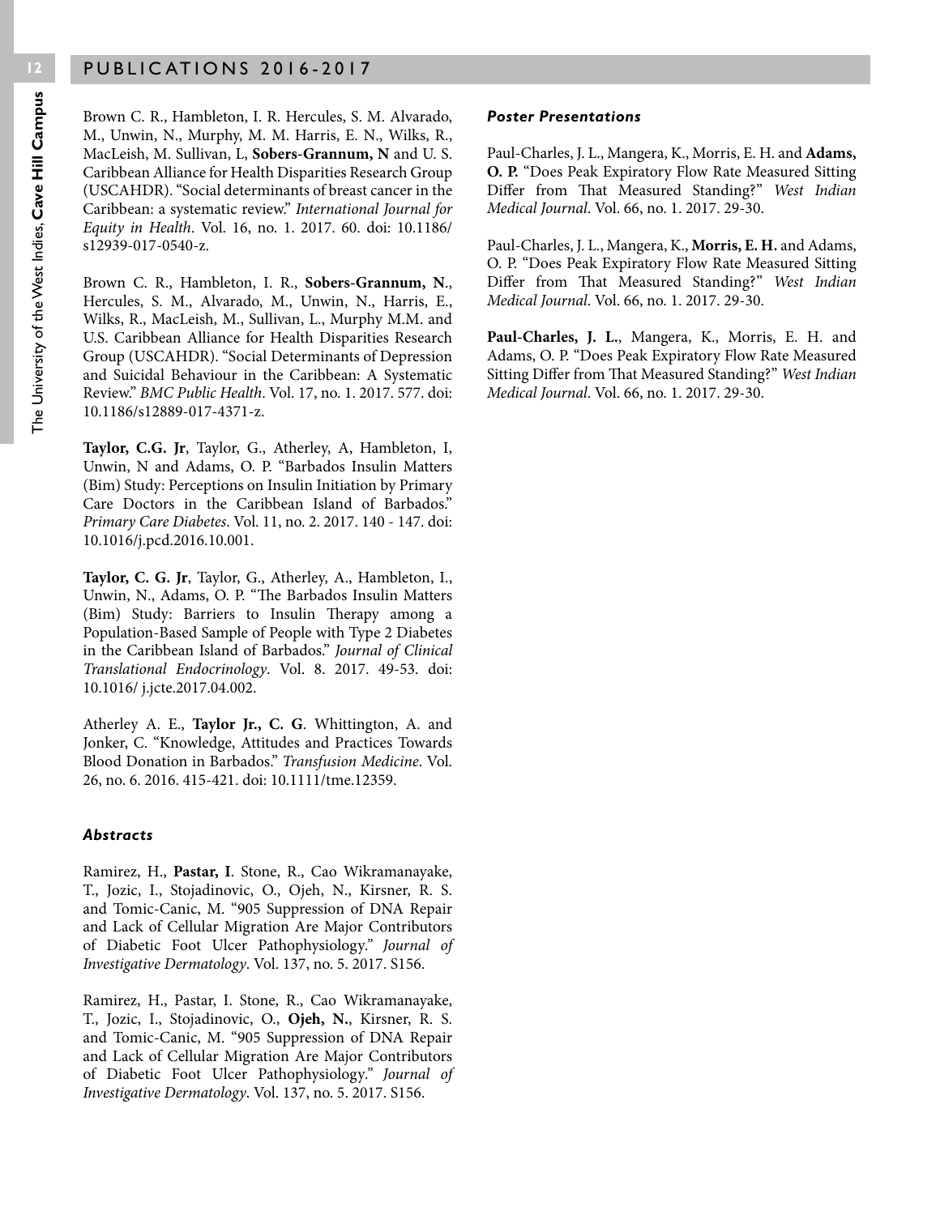Brown C. R., Hambleton, I. R. Hercules, S. M. Alvarado, M., Unwin, N., Murphy, M. M. Harris, E. N., Wilks, R., MacLeish, M. Sullivan, L, **Sobers-Grannum, N** and U. S. Caribbean Alliance for Health Disparities Research Group (USCAHDR). "Social determinants of breast cancer in the Caribbean: a systematic review." *International Journal for Equity in Health*. Vol. 16, no. 1. 2017. 60. doi: 10.1186/s12939-017-0540-z.

Brown C. R., Hambleton, I. R., **Sobers-Grannum, N**., Hercules, S. M., Alvarado, M., Unwin, N., Harris, E., Wilks, R., MacLeish, M., Sullivan, L., Murphy M.M. and U.S. Caribbean Alliance for Health Disparities Research Group (USCAHDR). "Social Determinants of Depression and Suicidal Behaviour in the Caribbean: A Systematic Review." *BMC Public Health*. Vol. 17, no. 1. 2017. 577. doi: 10.1186/s12889-017-4371-z.

**Taylor, C.G. Jr**, Taylor, G., Atherley, A, Hambleton, I, Unwin, N and Adams, O. P. "Barbados Insulin Matters (Bim) Study: Perceptions on Insulin Initiation by Primary Care Doctors in the Caribbean Island of Barbados." *Primary Care Diabetes*. Vol. 11, no. 2. 2017. 140 - 147. doi: 10.1016/j.pcd.2016.10.001.

**Taylor, C. G. Jr**, Taylor, G., Atherley, A., Hambleton, I., Unwin, N., Adams, O. P. "The Barbados Insulin Matters (Bim) Study: Barriers to Insulin Therapy among a Population-Based Sample of People with Type 2 Diabetes in the Caribbean Island of Barbados." *Journal of Clinical Translational Endocrinology*. Vol. 8. 2017. 49-53. doi: 10.1016/ j.jcte.2017.04.002.

Atherley A. E., **Taylor Jr., C. G**. Whittington, A. and Jonker, C. "Knowledge, Attitudes and Practices Towards Blood Donation in Barbados." *Transfusion Medicine*. Vol. 26, no. 6. 2016. 415-421. doi: 10.1111/tme.12359.

### *Abstracts*

Ramirez, H., **Pastar, I**. Stone, R., Cao Wikramanayake, T., Jozic, I., Stojadinovic, O., Ojeh, N., Kirsner, R. S. and Tomic-Canic, M. "905 Suppression of DNA Repair and Lack of Cellular Migration Are Major Contributors of Diabetic Foot Ulcer Pathophysiology." *Journal of Investigative Dermatology*. Vol. 137, no. 5. 2017. S156.

Ramirez, H., Pastar, I. Stone, R., Cao Wikramanayake, T., Jozic, I., Stojadinovic, O., **Ojeh, N.**, Kirsner, R. S. and Tomic-Canic, M. "905 Suppression of DNA Repair and Lack of Cellular Migration Are Major Contributors of Diabetic Foot Ulcer Pathophysiology." *Journal of Investigative Dermatology*. Vol. 137, no. 5. 2017. S156.

### *Poster Presentations*

Paul-Charles, J. L., Mangera, K., Morris, E. H. and **Adams, O. P.** "Does Peak Expiratory Flow Rate Measured Sitting Differ from That Measured Standing?" *West Indian Medical Journal*. Vol. 66, no. 1. 2017. 29-30.

Paul-Charles, J. L., Mangera, K., **Morris, E. H.** and Adams, O. P. "Does Peak Expiratory Flow Rate Measured Sitting Differ from That Measured Standing?" *West Indian Medical Journal*. Vol. 66, no. 1. 2017. 29-30.

**Paul-Charles, J. L.**, Mangera, K., Morris, E. H. and Adams, O. P. "Does Peak Expiratory Flow Rate Measured Sitting Differ from That Measured Standing?" *West Indian Medical Journal*. Vol. 66, no. 1. 2017. 29-30.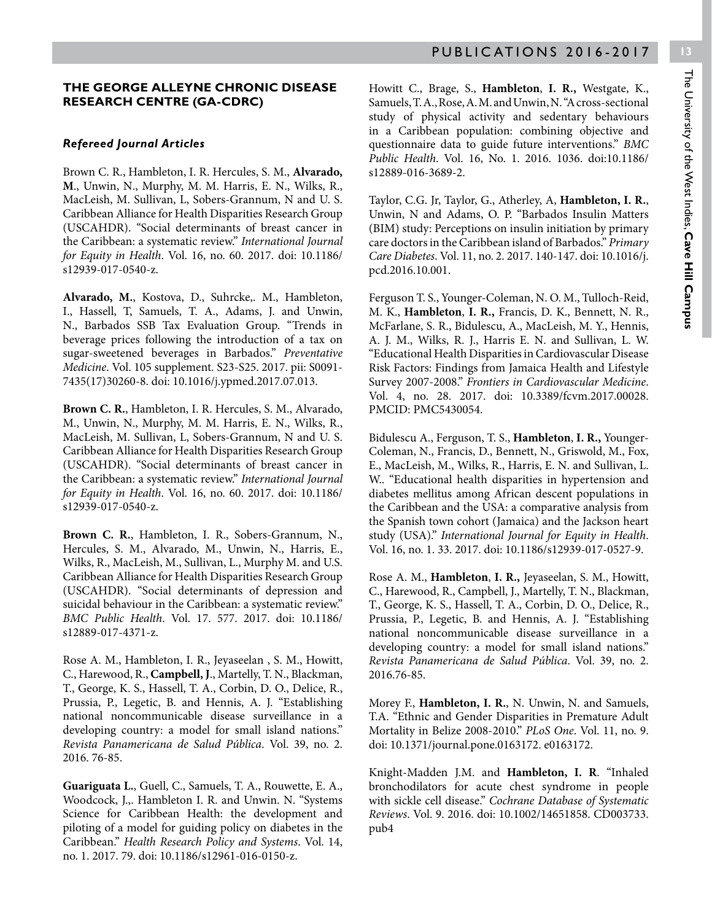## THE GEORGE ALLEYNE CHRONIC DISEASE RESEARCH CENTRE (GA-CDRC)

### *Refereed Journal Articles*

Brown C. R., Hambleton, I. R. Hercules, S. M., **Alvarado, M.**, Unwin, N., Murphy, M. M. Harris, E. N., Wilks, R., MacLeish, M. Sullivan, L, Sobers-Grannum, N and U. S. Caribbean Alliance for Health Disparities Research Group (USCAHDR). "Social determinants of breast cancer in the Caribbean: a systematic review." *International Journal for Equity in Health*. Vol. 16, no. 60. 2017. doi: 10.1186/ s12939-017-0540-z.

**Alvarado, M.**, Kostova, D., Suhrcke,. M., Hambleton, I., Hassell, T, Samuels, T. A., Adams, J. and Unwin, N., Barbados SSB Tax Evaluation Group. "Trends in beverage prices following the introduction of a tax on sugar-sweetened beverages in Barbados." *Preventative Medicine*. Vol. 105 supplement. S23-S25. 2017. pii: S0091-7435(17)30260-8. doi: 10.1016/j.ypmed.2017.07.013.

**Brown C. R.**, Hambleton, I. R. Hercules, S. M., Alvarado, M., Unwin, N., Murphy, M. M. Harris, E. N., Wilks, R., MacLeish, M. Sullivan, L, Sobers-Grannum, N and U. S. Caribbean Alliance for Health Disparities Research Group (USCAHDR). "Social determinants of breast cancer in the Caribbean: a systematic review." *International Journal for Equity in Health*. Vol. 16, no. 60. 2017. doi: 10.1186/ s12939-017-0540-z.

**Brown C. R.**, Hambleton, I. R., Sobers-Grannum, N., Hercules, S. M., Alvarado, M., Unwin, N., Harris, E., Wilks, R., MacLeish, M., Sullivan, L., Murphy M. and U.S. Caribbean Alliance for Health Disparities Research Group (USCAHDR). "Social determinants of depression and suicidal behaviour in the Caribbean: a systematic review." *BMC Public Health*. Vol. 17. 577. 2017. doi: 10.1186/ s12889-017-4371-z.

Rose A. M., Hambleton, I. R., Jeyaseelan , S. M., Howitt, C., Harewood, R., **Campbell, J**., Martelly, T. N., Blackman, T., George, K. S., Hassell, T. A., Corbin, D. O., Delice, R., Prussia, P., Legetic, B. and Hennis, A. J. "Establishing national noncommunicable disease surveillance in a developing country: a model for small island nations." *Revista Panamericana de Salud Pública*. Vol. 39, no. 2. 2016. 76-85.

**Guariguata L.**, Guell, C., Samuels, T. A., Rouwette, E. A., Woodcock, J.,. Hambleton I. R. and Unwin. N. "Systems Science for Caribbean Health: the development and piloting of a model for guiding policy on diabetes in the Caribbean." *Health Research Policy and Systems*. Vol. 14, no. 1. 2017. 79. doi: 10.1186/s12961-016-0150-z.

Howitt C., Brage, S., **Hambleton**, **I. R.,** Westgate, K., Samuels, T. A., Rose, A. M. and Unwin, N. "A cross-sectional study of physical activity and sedentary behaviours in a Caribbean population: combining objective and questionnaire data to guide future interventions." *BMC Public Health*. Vol. 16, No. 1. 2016. 1036. doi:10.1186/ s12889-016-3689-2.

Taylor, C.G. Jr, Taylor, G., Atherley, A, **Hambleton, I. R.**, Unwin, N and Adams, O. P. "Barbados Insulin Matters (BIM) study: Perceptions on insulin initiation by primary care doctors in the Caribbean island of Barbados." *Primary Care Diabetes*. Vol. 11, no. 2. 2017. 140-147. doi: 10.1016/j. pcd.2016.10.001.

Ferguson T. S., Younger-Coleman, N. O. M., Tulloch-Reid, M. K., **Hambleton**, **I. R.,** Francis, D. K., Bennett, N. R., McFarlane, S. R., Bidulescu, A., MacLeish, M. Y., Hennis, A. J. M., Wilks, R. J., Harris E. N. and Sullivan, L. W. "Educational Health Disparities in Cardiovascular Disease Risk Factors: Findings from Jamaica Health and Lifestyle Survey 2007-2008." *Frontiers in Cardiovascular Medicine*. Vol. 4, no. 28. 2017. doi: 10.3389/fcvm.2017.00028. PMCID: PMC5430054.

Bidulescu A., Ferguson, T. S., **Hambleton**, **I. R.,** Younger-Coleman, N., Francis, D., Bennett, N., Griswold, M., Fox, E., MacLeish, M., Wilks, R., Harris, E. N. and Sullivan, L. W.. "Educational health disparities in hypertension and diabetes mellitus among African descent populations in the Caribbean and the USA: a comparative analysis from the Spanish town cohort (Jamaica) and the Jackson heart study (USA)." *International Journal for Equity in Health*. Vol. 16, no. 1. 33. 2017. doi: 10.1186/s12939-017-0527-9.

Rose A. M., **Hambleton**, **I. R.,** Jeyaseelan, S. M., Howitt, C., Harewood, R., Campbell, J., Martelly, T. N., Blackman, T., George, K. S., Hassell, T. A., Corbin, D. O., Delice, R., Prussia, P., Legetic, B. and Hennis, A. J. "Establishing national noncommunicable disease surveillance in a developing country: a model for small island nations." *Revista Panamericana de Salud Pública*. Vol. 39, no. 2. 2016.76-85.

Morey F., **Hambleton, I. R.**, N. Unwin, N. and Samuels, T.A. "Ethnic and Gender Disparities in Premature Adult Mortality in Belize 2008-2010." *PLoS One*. Vol. 11, no. 9. doi: 10.1371/journal.pone.0163172. e0163172.

Knight-Madden J.M. and **Hambleton, I. R**. "Inhaled bronchodilators for acute chest syndrome in people with sickle cell disease." *Cochrane Database of Systematic Reviews*. Vol. 9. 2016. doi: 10.1002/14651858. CD003733. pub4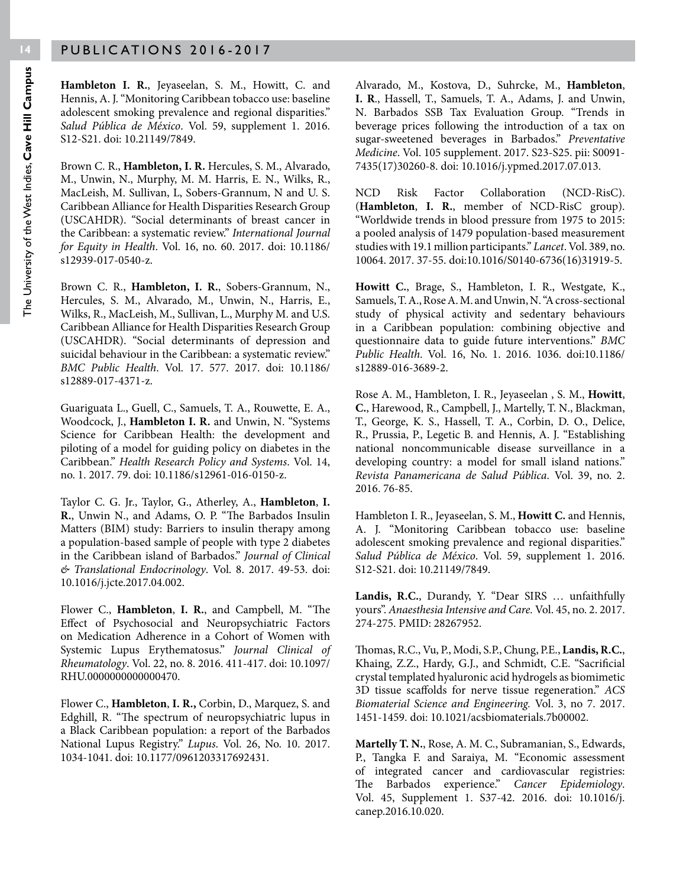**Hambleton I. R.**, Jeyaseelan, S. M., Howitt, C. and Hennis, A. J. "Monitoring Caribbean tobacco use: baseline adolescent smoking prevalence and regional disparities." *Salud Pública de México*. Vol. 59, supplement 1. 2016. S12-S21. doi: 10.21149/7849.

Brown C. R., **Hambleton, I. R.** Hercules, S. M., Alvarado, M., Unwin, N., Murphy, M. M. Harris, E. N., Wilks, R., MacLeish, M. Sullivan, L, Sobers-Grannum, N and U. S. Caribbean Alliance for Health Disparities Research Group (USCAHDR). "Social determinants of breast cancer in the Caribbean: a systematic review." *International Journal for Equity in Health*. Vol. 16, no. 60. 2017. doi: 10.1186/s12939-017-0540-z.

Brown C. R., **Hambleton, I. R.**, Sobers-Grannum, N., Hercules, S. M., Alvarado, M., Unwin, N., Harris, E., Wilks, R., MacLeish, M., Sullivan, L., Murphy M. and U.S. Caribbean Alliance for Health Disparities Research Group (USCAHDR). "Social determinants of depression and suicidal behaviour in the Caribbean: a systematic review." *BMC Public Health*. Vol. 17. 577. 2017. doi: 10.1186/s12889-017-4371-z.

Guariguata L., Guell, C., Samuels, T. A., Rouwette, E. A., Woodcock, J., **Hambleton I. R.** and Unwin, N. "Systems Science for Caribbean Health: the development and piloting of a model for guiding policy on diabetes in the Caribbean." *Health Research Policy and Systems*. Vol. 14, no. 1. 2017. 79. doi: 10.1186/s12961-016-0150-z.

Taylor C. G. Jr., Taylor, G., Atherley, A., **Hambleton**, **I. R.**, Unwin N., and Adams, O. P. "The Barbados Insulin Matters (BIM) study: Barriers to insulin therapy among a population-based sample of people with type 2 diabetes in the Caribbean island of Barbados." *Journal of Clinical & Translational Endocrinology*. Vol. 8. 2017. 49-53. doi: 10.1016/j.jcte.2017.04.002.

Flower C., **Hambleton**, **I. R.**, and Campbell, M. "The Effect of Psychosocial and Neuropsychiatric Factors on Medication Adherence in a Cohort of Women with Systemic Lupus Erythematosus." *Journal Clinical of Rheumatology*. Vol. 22, no. 8. 2016. 411-417. doi: 10.1097/RHU.0000000000000470.

Flower C., **Hambleton**, **I. R.,** Corbin, D., Marquez, S. and Edghill, R. "The spectrum of neuropsychiatric lupus in a Black Caribbean population: a report of the Barbados National Lupus Registry." *Lupus*. Vol. 26, No. 10. 2017. 1034-1041. doi: 10.1177/0961203317692431.

Alvarado, M., Kostova, D., Suhrcke, M., **Hambleton**, **I. R**., Hassell, T., Samuels, T. A., Adams, J. and Unwin, N. Barbados SSB Tax Evaluation Group. "Trends in beverage prices following the introduction of a tax on sugar-sweetened beverages in Barbados." *Preventative Medicine*. Vol. 105 supplement. 2017. S23-S25. pii: S0091-7435(17)30260-8. doi: 10.1016/j.ypmed.2017.07.013.

NCD Risk Factor Collaboration (NCD-RisC). (**Hambleton**, **I. R.**, member of NCD-RisC group). "Worldwide trends in blood pressure from 1975 to 2015: a pooled analysis of 1479 population-based measurement studies with 19.1 million participants." *Lancet*. Vol. 389, no. 10064. 2017. 37-55. doi:10.1016/S0140-6736(16)31919-5.

**Howitt C.**, Brage, S., Hambleton, I. R., Westgate, K., Samuels, T. A., Rose A. M. and Unwin, N. "A cross-sectional study of physical activity and sedentary behaviours in a Caribbean population: combining objective and questionnaire data to guide future interventions." *BMC Public Health*. Vol. 16, No. 1. 2016. 1036. doi:10.1186/s12889-016-3689-2.

Rose A. M., Hambleton, I. R., Jeyaseelan , S. M., **Howitt**, **C.**, Harewood, R., Campbell, J., Martelly, T. N., Blackman, T., George, K. S., Hassell, T. A., Corbin, D. O., Delice, R., Prussia, P., Legetic B. and Hennis, A. J. "Establishing national noncommunicable disease surveillance in a developing country: a model for small island nations." *Revista Panamericana de Salud Pública*. Vol. 39, no. 2. 2016. 76-85.

Hambleton I. R., Jeyaseelan, S. M., **Howitt C.** and Hennis, A. J. "Monitoring Caribbean tobacco use: baseline adolescent smoking prevalence and regional disparities." *Salud Pública de México*. Vol. 59, supplement 1. 2016. S12-S21. doi: 10.21149/7849.

**Landis, R.C.**, Durandy, Y. "Dear SIRS … unfaithfully yours". *Anaesthesia Intensive and Care*. Vol. 45, no. 2. 2017. 274-275. PMID: 28267952.

Thomas, R.C., Vu, P., Modi, S.P., Chung, P.E., **Landis, R.C.**, Khaing, Z.Z., Hardy, G.J., and Schmidt, C.E. "Sacrificial crystal templated hyaluronic acid hydrogels as biomimetic 3D tissue scaffolds for nerve tissue regeneration." *ACS Biomaterial Science and Engineering*. Vol. 3, no 7. 2017. 1451-1459. doi: 10.1021/acsbiomaterials.7b00002.

**Martelly T. N.**, Rose, A. M. C., Subramanian, S., Edwards, P., Tangka F. and Saraiya, M. "Economic assessment of integrated cancer and cardiovascular registries: The Barbados experience." *Cancer Epidemiology*. Vol. 45, Supplement 1. S37-42. 2016. doi: 10.1016/j.canep.2016.10.020.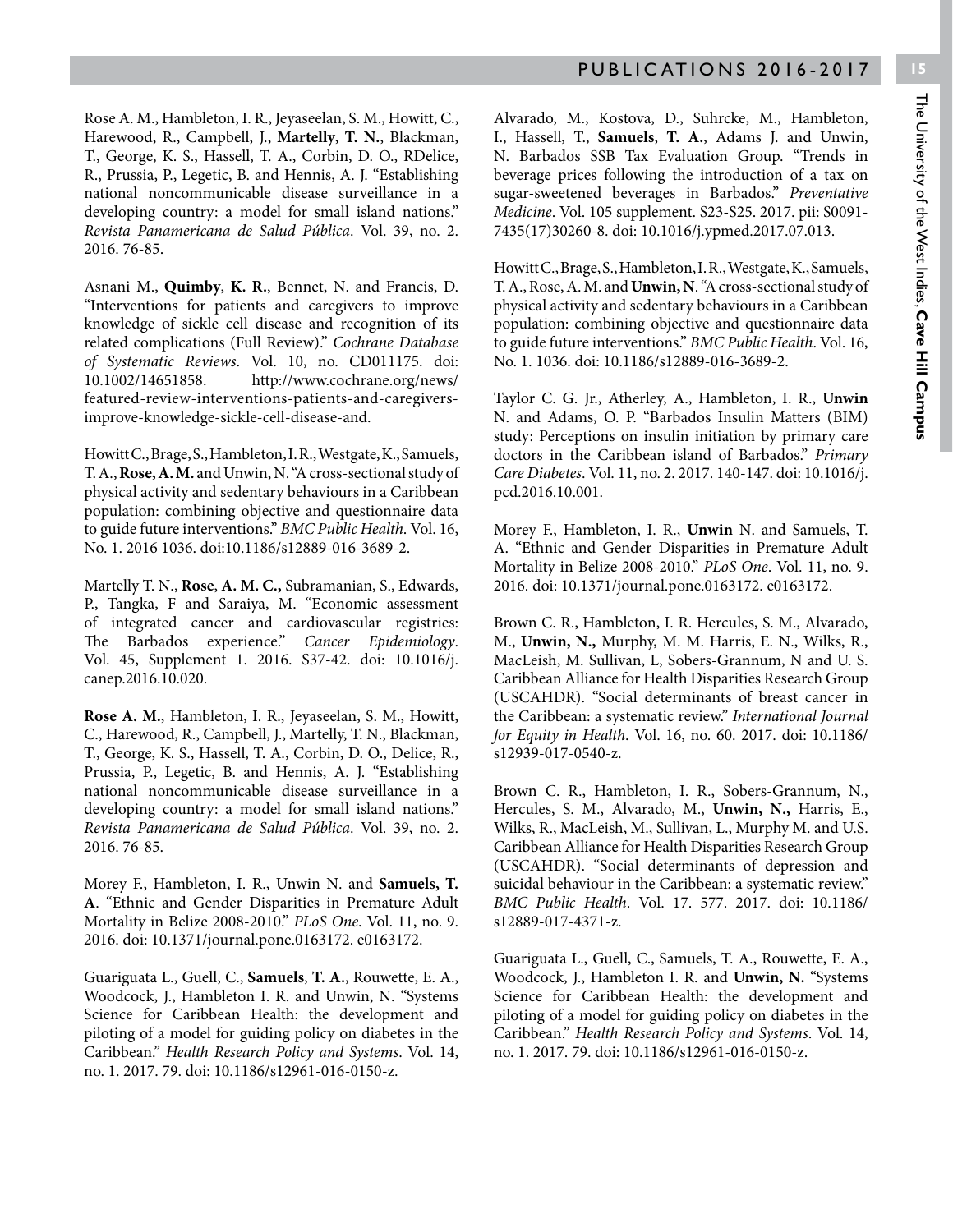Rose A. M., Hambleton, I. R., Jeyaseelan, S. M., Howitt, C., Harewood, R., Campbell, J., **Martelly**, **T. N.**, Blackman, T., George, K. S., Hassell, T. A., Corbin, D. O., RDelice, R., Prussia, P., Legetic, B. and Hennis, A. J. "Establishing national noncommunicable disease surveillance in a developing country: a model for small island nations." *Revista Panamericana de Salud Pública*. Vol. 39, no. 2. 2016. 76-85.

Asnani M., **Quimby**, **K. R.**, Bennet, N. and Francis, D. "Interventions for patients and caregivers to improve knowledge of sickle cell disease and recognition of its related complications (Full Review)." *Cochrane Database of Systematic Reviews*. Vol. 10, no. CD011175. doi: 10.1002/14651858. http://www.cochrane.org/news/featured-review-interventions-patients-and-caregivers-improve-knowledge-sickle-cell-disease-and.

Howitt C., Brage, S., Hambleton, I. R., Westgate, K., Samuels, T. A., **Rose, A. M.** and Unwin, N. "A cross-sectional study of physical activity and sedentary behaviours in a Caribbean population: combining objective and questionnaire data to guide future interventions." *BMC Public Health*. Vol. 16, No. 1. 2016 1036. doi:10.1186/s12889-016-3689-2.

Martelly T. N., **Rose**, **A. M. C.,** Subramanian, S., Edwards, P., Tangka, F and Saraiya, M. "Economic assessment of integrated cancer and cardiovascular registries: The Barbados experience." *Cancer Epidemiology*. Vol. 45, Supplement 1. 2016. S37-42. doi: 10.1016/j.canep.2016.10.020.

**Rose A. M.**, Hambleton, I. R., Jeyaseelan, S. M., Howitt, C., Harewood, R., Campbell, J., Martelly, T. N., Blackman, T., George, K. S., Hassell, T. A., Corbin, D. O., Delice, R., Prussia, P., Legetic, B. and Hennis, A. J. "Establishing national noncommunicable disease surveillance in a developing country: a model for small island nations." *Revista Panamericana de Salud Pública*. Vol. 39, no. 2. 2016. 76-85.

Morey F., Hambleton, I. R., Unwin N. and **Samuels, T. A**. "Ethnic and Gender Disparities in Premature Adult Mortality in Belize 2008-2010." *PLoS One*. Vol. 11, no. 9. 2016. doi: 10.1371/journal.pone.0163172. e0163172.

Guariguata L., Guell, C., **Samuels**, **T. A.**, Rouwette, E. A., Woodcock, J., Hambleton I. R. and Unwin, N. "Systems Science for Caribbean Health: the development and piloting of a model for guiding policy on diabetes in the Caribbean." *Health Research Policy and Systems*. Vol. 14, no. 1. 2017. 79. doi: 10.1186/s12961-016-0150-z.

Alvarado, M., Kostova, D., Suhrcke, M., Hambleton, I., Hassell, T., **Samuels**, **T. A.**, Adams J. and Unwin, N. Barbados SSB Tax Evaluation Group. "Trends in beverage prices following the introduction of a tax on sugar-sweetened beverages in Barbados." *Preventative Medicine*. Vol. 105 supplement. S23-S25. 2017. pii: S0091-7435(17)30260-8. doi: 10.1016/j.ypmed.2017.07.013.

Howitt C., Brage, S., Hambleton, I. R., Westgate, K., Samuels, T. A., Rose, A. M. and **Unwin, N**. "A cross-sectional study of physical activity and sedentary behaviours in a Caribbean population: combining objective and questionnaire data to guide future interventions." *BMC Public Health*. Vol. 16, No. 1. 1036. doi: 10.1186/s12889-016-3689-2.

Taylor C. G. Jr., Atherley, A., Hambleton, I. R., **Unwin** N. and Adams, O. P. "Barbados Insulin Matters (BIM) study: Perceptions on insulin initiation by primary care doctors in the Caribbean island of Barbados." *Primary Care Diabetes*. Vol. 11, no. 2. 2017. 140-147. doi: 10.1016/j.pcd.2016.10.001.

Morey F., Hambleton, I. R., **Unwin** N. and Samuels, T. A. "Ethnic and Gender Disparities in Premature Adult Mortality in Belize 2008-2010." *PLoS One*. Vol. 11, no. 9. 2016. doi: 10.1371/journal.pone.0163172. e0163172.

Brown C. R., Hambleton, I. R. Hercules, S. M., Alvarado, M., **Unwin, N.,** Murphy, M. M. Harris, E. N., Wilks, R., MacLeish, M. Sullivan, L, Sobers-Grannum, N and U. S. Caribbean Alliance for Health Disparities Research Group (USCAHDR). "Social determinants of breast cancer in the Caribbean: a systematic review." *International Journal for Equity in Health*. Vol. 16, no. 60. 2017. doi: 10.1186/s12939-017-0540-z.

Brown C. R., Hambleton, I. R., Sobers-Grannum, N., Hercules, S. M., Alvarado, M., **Unwin, N.,** Harris, E., Wilks, R., MacLeish, M., Sullivan, L., Murphy M. and U.S. Caribbean Alliance for Health Disparities Research Group (USCAHDR). "Social determinants of depression and suicidal behaviour in the Caribbean: a systematic review." *BMC Public Health*. Vol. 17. 577. 2017. doi: 10.1186/s12889-017-4371-z.

Guariguata L., Guell, C., Samuels, T. A., Rouwette, E. A., Woodcock, J., Hambleton I. R. and **Unwin, N.** "Systems Science for Caribbean Health: the development and piloting of a model for guiding policy on diabetes in the Caribbean." *Health Research Policy and Systems*. Vol. 14, no. 1. 2017. 79. doi: 10.1186/s12961-016-0150-z.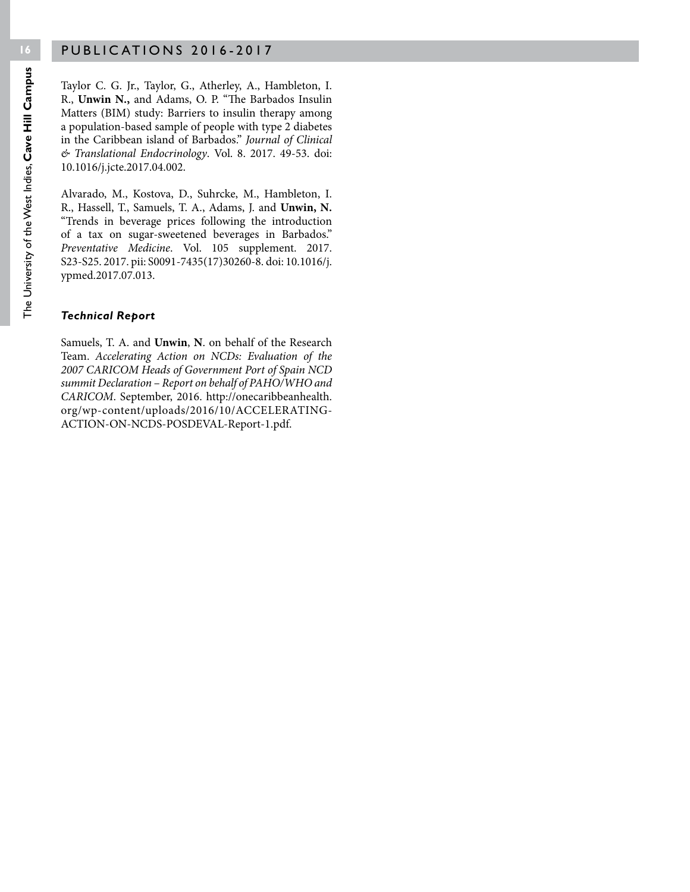Taylor C. G. Jr., Taylor, G., Atherley, A., Hambleton, I. R., **Unwin N.,** and Adams, O. P. "The Barbados Insulin Matters (BIM) study: Barriers to insulin therapy among a population-based sample of people with type 2 diabetes in the Caribbean island of Barbados." *Journal of Clinical & Translational Endocrinology*. Vol. 8. 2017. 49-53. doi: 10.1016/j.jcte.2017.04.002.

Alvarado, M., Kostova, D., Suhrcke, M., Hambleton, I. R., Hassell, T., Samuels, T. A., Adams, J. and **Unwin, N.** "Trends in beverage prices following the introduction of a tax on sugar-sweetened beverages in Barbados." *Preventative Medicine*. Vol. 105 supplement. 2017. S23-S25. 2017. pii: S0091-7435(17)30260-8. doi: 10.1016/j.ypmed.2017.07.013.

### *Technical Report*

Samuels, T. A. and **Unwin**, **N**. on behalf of the Research Team. *Accelerating Action on NCDs: Evaluation of the 2007 CARICOM Heads of Government Port of Spain NCD summit Declaration – Report on behalf of PAHO/WHO and CARICOM*. September, 2016. http://onecaribbeanhealth.org/wp-content/uploads/2016/10/ACCELERATING-ACTION-ON-NCDS-POSDEVAL-Report-1.pdf.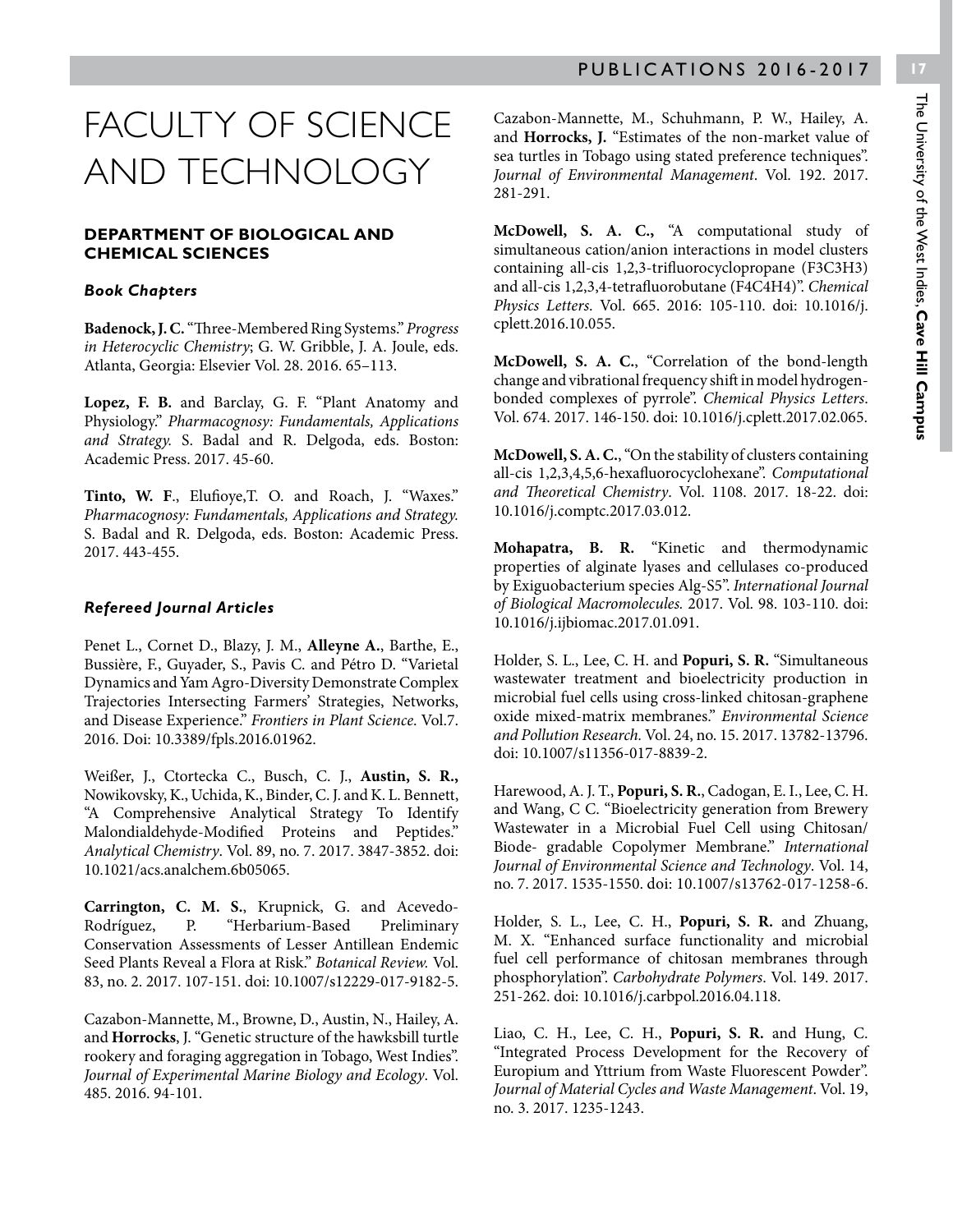# FACULTY OF SCIENCE AND TECHNOLOGY

## DEPARTMENT OF BIOLOGICAL AND CHEMICAL SCIENCES

### *Book Chapters*

**Badenock, J. C.** "Three-Membered Ring Systems." *Progress in Heterocyclic Chemistry*; G. W. Gribble, J. A. Joule, eds. Atlanta, Georgia: Elsevier Vol. 28. 2016. 65–113.

**Lopez, F. B.** and Barclay, G. F. "Plant Anatomy and Physiology." *Pharmacognosy: Fundamentals, Applications and Strategy.* S. Badal and R. Delgoda, eds. Boston: Academic Press. 2017. 45-60.

**Tinto, W. F**., Elufioye,T. O. and Roach, J. "Waxes." *Pharmacognosy: Fundamentals, Applications and Strategy.* S. Badal and R. Delgoda, eds. Boston: Academic Press. 2017. 443-455.

### *Refereed Journal Articles*

Penet L., Cornet D., Blazy, J. M., **Alleyne A.**, Barthe, E., Bussière, F., Guyader, S., Pavis C. and Pétro D. "Varietal Dynamics and Yam Agro-Diversity Demonstrate Complex Trajectories Intersecting Farmers' Strategies, Networks, and Disease Experience." *Frontiers in Plant Science*. Vol.7. 2016. Doi: 10.3389/fpls.2016.01962.

Weißer, J., Ctortecka C., Busch, C. J., **Austin, S. R.,** Nowikovsky, K., Uchida, K., Binder, C. J. and K. L. Bennett, "A Comprehensive Analytical Strategy To Identify Malondialdehyde-Modified Proteins and Peptides." *Analytical Chemistry*. Vol. 89, no. 7. 2017. 3847-3852. doi: 10.1021/acs.analchem.6b05065.

**Carrington, C. M. S.**, Krupnick, G. and Acevedo-Rodríguez, P. "Herbarium-Based Preliminary Conservation Assessments of Lesser Antillean Endemic Seed Plants Reveal a Flora at Risk." *Botanical Review.* Vol. 83, no. 2. 2017. 107-151. doi: 10.1007/s12229-017-9182-5.

Cazabon-Mannette, M., Browne, D., Austin, N., Hailey, A. and **Horrocks**, J. "Genetic structure of the hawksbill turtle rookery and foraging aggregation in Tobago, West Indies". *Journal of Experimental Marine Biology and Ecology*. Vol. 485. 2016. 94-101.

Cazabon-Mannette, M., Schuhmann, P. W., Hailey, A. and **Horrocks, J.** "Estimates of the non-market value of sea turtles in Tobago using stated preference techniques". *Journal of Environmental Management*. Vol. 192. 2017. 281-291.

**McDowell, S. A. C.,** "A computational study of simultaneous cation/anion interactions in model clusters containing all-cis 1,2,3-trifluorocyclopropane (F3C3H3) and all-cis 1,2,3,4-tetrafluorobutane (F4C4H4)". *Chemical Physics Letters*. Vol. 665. 2016: 105-110. doi: 10.1016/j.cplett.2016.10.055.

**McDowell, S. A. C.**, "Correlation of the bond-length change and vibrational frequency shift in model hydrogen-bonded complexes of pyrrole". *Chemical Physics Letters*. Vol. 674. 2017. 146-150. doi: 10.1016/j.cplett.2017.02.065.

**McDowell, S. A. C.**, "On the stability of clusters containing all-cis 1,2,3,4,5,6-hexafluorocyclohexane". *Computational and Theoretical Chemistry*. Vol. 1108. 2017. 18-22. doi: 10.1016/j.comptc.2017.03.012.

**Mohapatra, B. R.** "Kinetic and thermodynamic properties of alginate lyases and cellulases co-produced by Exiguobacterium species Alg-S5". *International Journal of Biological Macromolecules.* 2017. Vol. 98. 103-110. doi: 10.1016/j.ijbiomac.2017.01.091.

Holder, S. L., Lee, C. H. and **Popuri, S. R.** "Simultaneous wastewater treatment and bioelectricity production in microbial fuel cells using cross-linked chitosan-graphene oxide mixed-matrix membranes." *Environmental Science and Pollution Research.* Vol. 24, no. 15. 2017. 13782-13796. doi: 10.1007/s11356-017-8839-2.

Harewood, A. J. T., **Popuri, S. R.**, Cadogan, E. I., Lee, C. H. and Wang, C C. "Bioelectricity generation from Brewery Wastewater in a Microbial Fuel Cell using Chitosan/ Biode- gradable Copolymer Membrane." *International Journal of Environmental Science and Technology*. Vol. 14, no. 7. 2017. 1535-1550. doi: 10.1007/s13762-017-1258-6.

Holder, S. L., Lee, C. H., **Popuri, S. R.** and Zhuang, M. X. "Enhanced surface functionality and microbial fuel cell performance of chitosan membranes through phosphorylation". *Carbohydrate Polymers*. Vol. 149. 2017. 251-262. doi: 10.1016/j.carbpol.2016.04.118.

Liao, C. H., Lee, C. H., **Popuri, S. R.** and Hung, C. "Integrated Process Development for the Recovery of Europium and Yttrium from Waste Fluorescent Powder". *Journal of Material Cycles and Waste Management*. Vol. 19, no. 3. 2017. 1235-1243.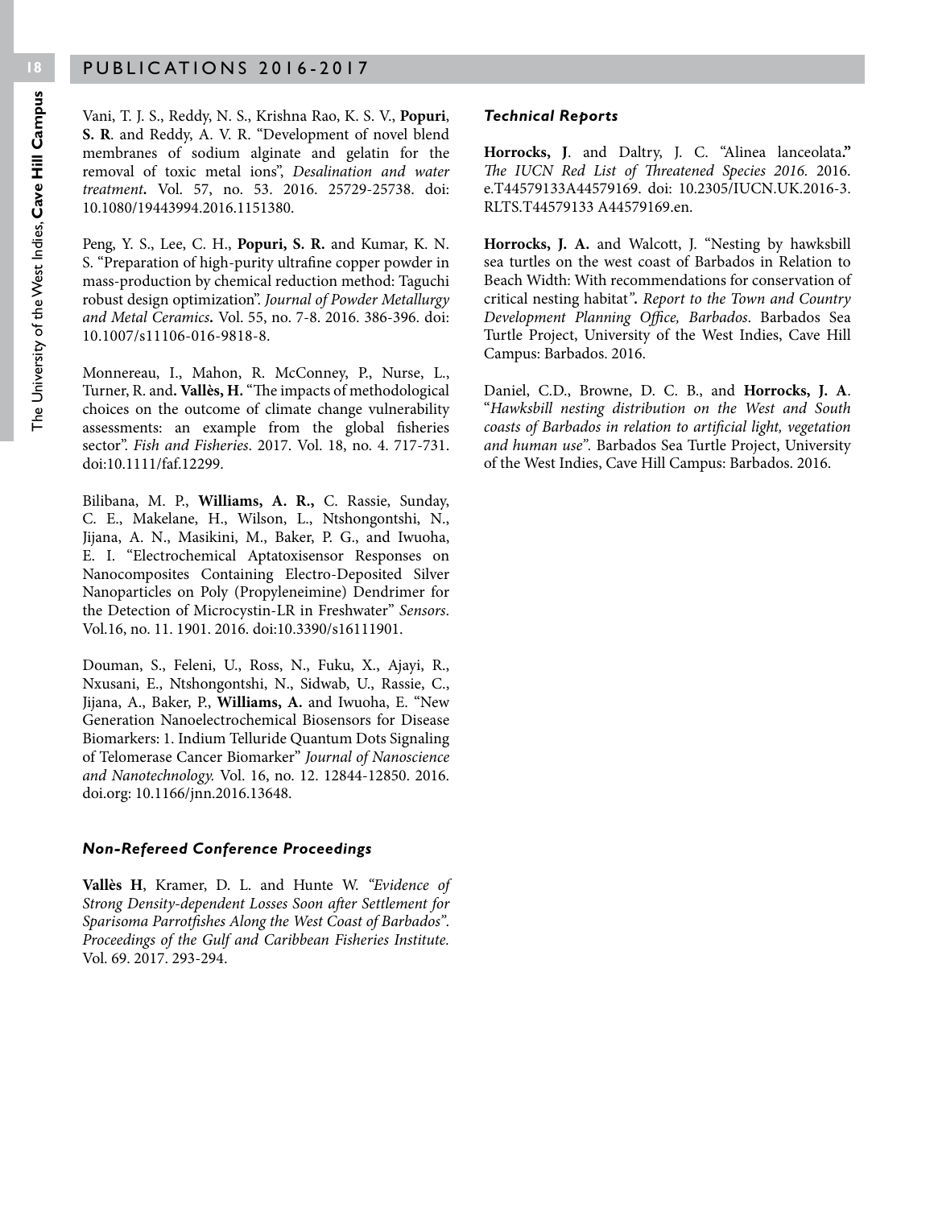Vani, T. J. S., Reddy, N. S., Krishna Rao, K. S. V., **Popuri, S. R**. and Reddy, A. V. R. "Development of novel blend membranes of sodium alginate and gelatin for the removal of toxic metal ions", *Desalination and water treatment*. Vol. 57, no. 53. 2016. 25729-25738. doi: 10.1080/19443994.2016.1151380.

Peng, Y. S., Lee, C. H., **Popuri, S. R.** and Kumar, K. N. S. "Preparation of high-purity ultrafine copper powder in mass-production by chemical reduction method: Taguchi robust design optimization". *Journal of Powder Metallurgy and Metal Ceramics*. Vol. 55, no. 7-8. 2016. 386-396. doi: 10.1007/s11106-016-9818-8.

Monnereau, I., Mahon, R. McConney, P., Nurse, L., Turner, R. and **. Vallès, H.** "The impacts of methodological choices on the outcome of climate change vulnerability assessments: an example from the global fisheries sector". *Fish and Fisheries*. 2017. Vol. 18, no. 4. 717-731. doi:10.1111/faf.12299.

Bilibana, M. P., **Williams, A. R.,** C. Rassie, Sunday, C. E., Makelane, H., Wilson, L., Ntshongontshi, N., Jijana, A. N., Masikini, M., Baker, P. G., and Iwuoha, E. I. "Electrochemical Aptatoxisensor Responses on Nanocomposites Containing Electro-Deposited Silver Nanoparticles on Poly (Propyleneimine) Dendrimer for the Detection of Microcystin-LR in Freshwater" *Sensors*. Vol.16, no. 11. 1901. 2016. doi:10.3390/s16111901.

Douman, S., Feleni, U., Ross, N., Fuku, X., Ajayi, R., Nxusani, E., Ntshongontshi, N., Sidwab, U., Rassie, C., Jijana, A., Baker, P., **Williams, A.** and Iwuoha, E. "New Generation Nanoelectrochemical Biosensors for Disease Biomarkers: 1. Indium Telluride Quantum Dots Signaling of Telomerase Cancer Biomarker" *Journal of Nanoscience and Nanotechnology.* Vol. 16, no. 12. 12844-12850. 2016. doi.org: 10.1166/jnn.2016.13648.

### *Non-Refereed Conference Proceedings*

**Vallès H**, Kramer, D. L. and Hunte W. *"Evidence of Strong Density-dependent Losses Soon after Settlement for Sparisoma Parrotfishes Along the West Coast of Barbados". Proceedings of the Gulf and Caribbean Fisheries Institute.* Vol. 69. 2017. 293-294.

### *Technical Reports*

**Horrocks, J**. and Daltry, J. C. "Alinea lanceolata**.**" *The IUCN Red List of Threatened Species 2016.* 2016. e.T44579133A44579169. doi: 10.2305/IUCN.UK.2016-3. RLTS.T44579133 A44579169.en.

**Horrocks, J. A.** and Walcott, J. "Nesting by hawksbill sea turtles on the west coast of Barbados in Relation to Beach Width: With recommendations for conservation of critical nesting habitat*". Report to the Town and Country Development Planning Office, Barbados*. Barbados Sea Turtle Project, University of the West Indies, Cave Hill Campus: Barbados. 2016.

Daniel, C.D., Browne, D. C. B., and **Horrocks, J. A**. "*Hawksbill nesting distribution on the West and South coasts of Barbados in relation to artificial light, vegetation and human use*". Barbados Sea Turtle Project, University of the West Indies, Cave Hill Campus: Barbados. 2016.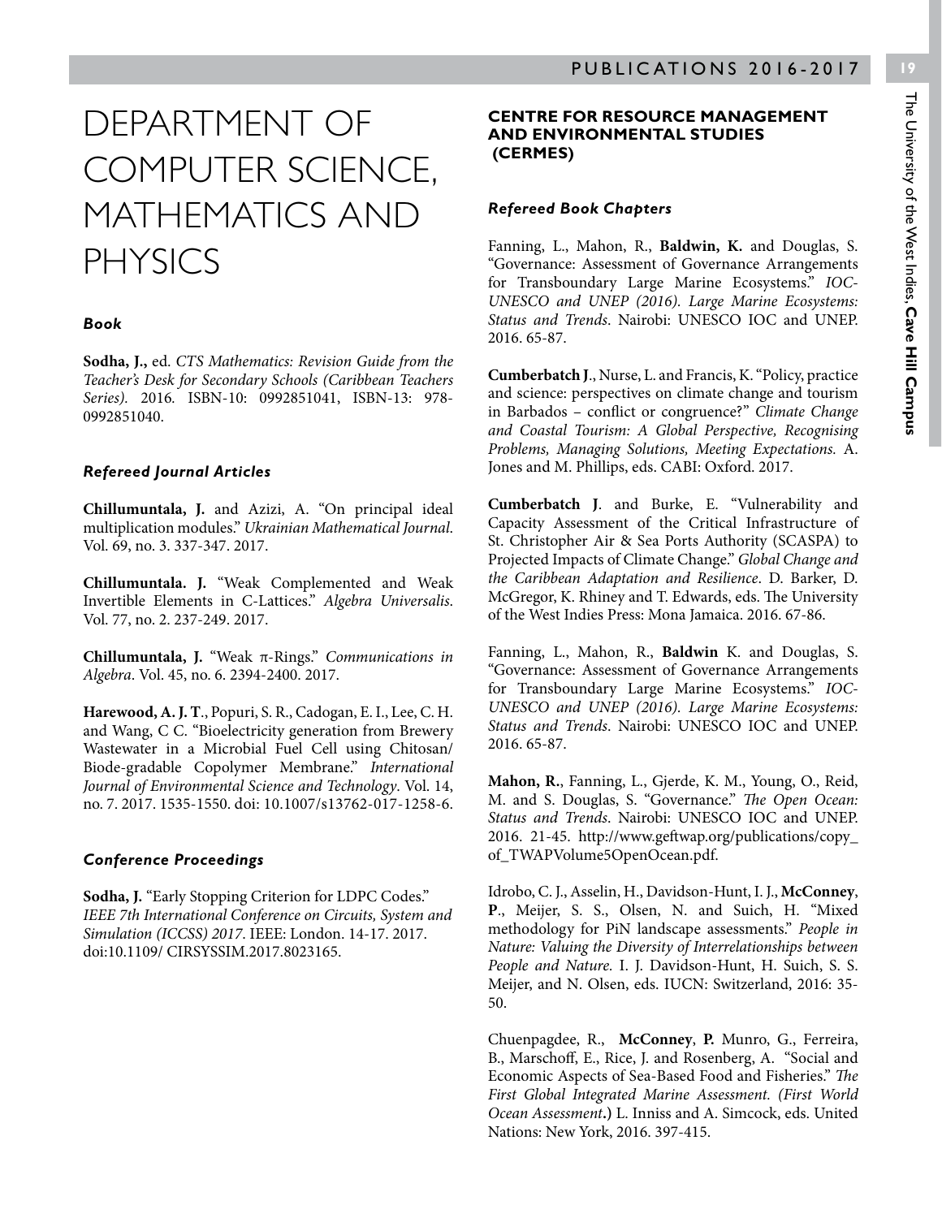# DEPARTMENT OF COMPUTER SCIENCE, MATHEMATICS AND PHYSICS

### *Book*

**Sodha, J.,** ed. *CTS Mathematics: Revision Guide from the Teacher's Desk for Secondary Schools (Caribbean Teachers Series).* 2016. ISBN-10: 0992851041, ISBN-13: 978-0992851040.

### *Refereed Journal Articles*

**Chillumuntala, J.** and Azizi, A. "On principal ideal multiplication modules." *Ukrainian Mathematical Journal.* Vol. 69, no. 3. 337-347. 2017.

**Chillumuntala. J.** "Weak Complemented and Weak Invertible Elements in C-Lattices." *Algebra Universalis.* Vol. 77, no. 2. 237-249. 2017.

**Chillumuntala, J.** "Weak π-Rings." *Communications in Algebra*. Vol. 45, no. 6. 2394-2400. 2017.

**Harewood, A. J. T**., Popuri, S. R., Cadogan, E. I., Lee, C. H. and Wang, C C. "Bioelectricity generation from Brewery Wastewater in a Microbial Fuel Cell using Chitosan/ Biode-gradable Copolymer Membrane." *International Journal of Environmental Science and Technology*. Vol. 14, no. 7. 2017. 1535-1550. doi: 10.1007/s13762-017-1258-6.

### *Conference Proceedings*

**Sodha, J.** "Early Stopping Criterion for LDPC Codes." *IEEE 7th International Conference on Circuits, System and Simulation (ICCSS) 2017*. IEEE: London. 14-17. 2017. doi:10.1109/ CIRSYSSIM.2017.8023165.

## CENTRE FOR RESOURCE MANAGEMENT AND ENVIRONMENTAL STUDIES (CERMES)

### *Refereed Book Chapters*

Fanning, L., Mahon, R., **Baldwin, K.** and Douglas, S. "Governance: Assessment of Governance Arrangements for Transboundary Large Marine Ecosystems." *IOC-UNESCO and UNEP (2016). Large Marine Ecosystems: Status and Trends*. Nairobi: UNESCO IOC and UNEP. 2016. 65-87.

**Cumberbatch J**., Nurse, L. and Francis, K. "Policy, practice and science: perspectives on climate change and tourism in Barbados – conflict or congruence?" *Climate Change and Coastal Tourism: A Global Perspective, Recognising Problems, Managing Solutions, Meeting Expectations.* A. Jones and M. Phillips, eds. CABI: Oxford. 2017.

**Cumberbatch J**. and Burke, E. "Vulnerability and Capacity Assessment of the Critical Infrastructure of St. Christopher Air & Sea Ports Authority (SCASPA) to Projected Impacts of Climate Change." *Global Change and the Caribbean Adaptation and Resilience*. D. Barker, D. McGregor, K. Rhiney and T. Edwards, eds. The University of the West Indies Press: Mona Jamaica. 2016. 67-86.

Fanning, L., Mahon, R., **Baldwin** K. and Douglas, S. "Governance: Assessment of Governance Arrangements for Transboundary Large Marine Ecosystems." *IOC-UNESCO and UNEP (2016). Large Marine Ecosystems: Status and Trends*. Nairobi: UNESCO IOC and UNEP. 2016. 65-87.

**Mahon, R**., Fanning, L., Gjerde, K. M., Young, O., Reid, M. and S. Douglas, S. "Governance." *The Open Ocean: Status and Trends*. Nairobi: UNESCO IOC and UNEP. 2016. 21-45. http://www.geftwap.org/publications/copy_of_TWAPVolume5OpenOcean.pdf.

Idrobo, C. J., Asselin, H., Davidson-Hunt, I. J., **McConney**, **P**., Meijer, S. S., Olsen, N. and Suich, H. "Mixed methodology for PiN landscape assessments." *People in Nature: Valuing the Diversity of Interrelationships between People and Nature*. I. J. Davidson-Hunt, H. Suich, S. S. Meijer, and N. Olsen, eds. IUCN: Switzerland, 2016: 35-50.

Chuenpagdee, R., **McConney**, **P.** Munro, G., Ferreira, B., Marschoff, E., Rice, J. and Rosenberg, A. "Social and Economic Aspects of Sea-Based Food and Fisheries." *The First Global Integrated Marine Assessment. (First World Ocean Assessment*.**)** L. Inniss and A. Simcock, eds. United Nations: New York, 2016. 397-415.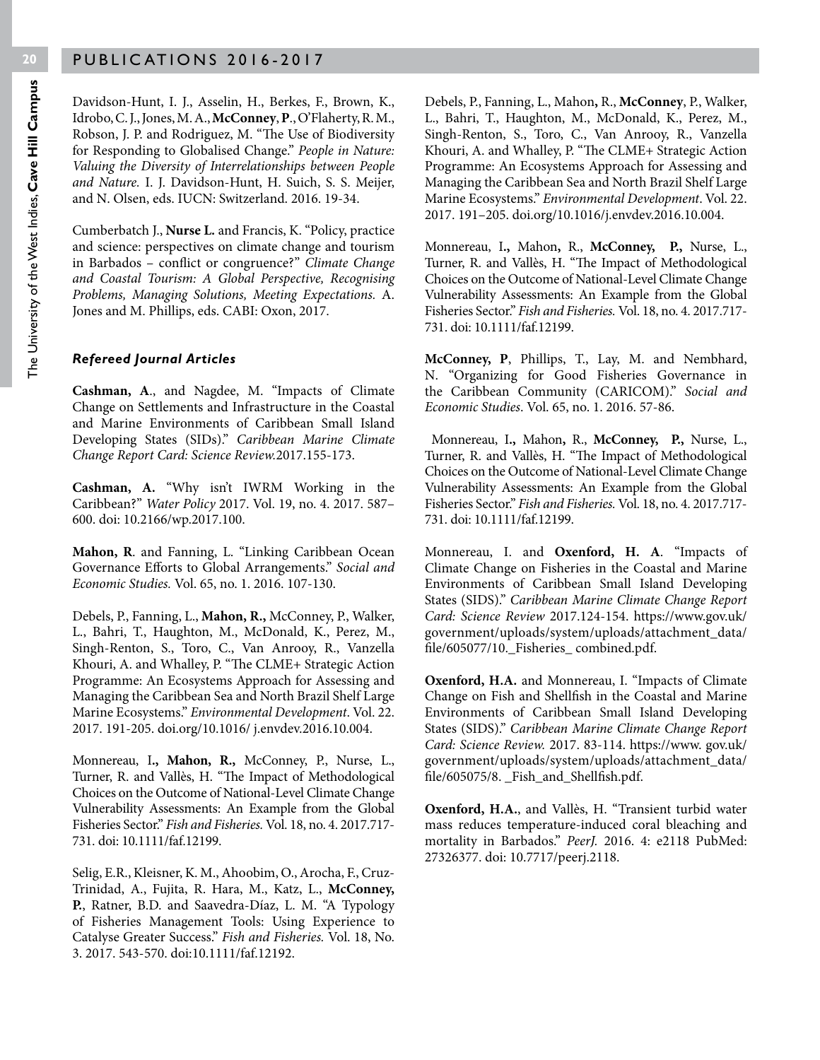Davidson-Hunt, I. J., Asselin, H., Berkes, F., Brown, K., Idrobo, C. J., Jones, M. A., **McConney**, **P**., O'Flaherty, R. M., Robson, J. P. and Rodriguez, M. "The Use of Biodiversity for Responding to Globalised Change." *People in Nature: Valuing the Diversity of Interrelationships between People and Nature.* I. J. Davidson-Hunt, H. Suich, S. S. Meijer, and N. Olsen, eds. IUCN: Switzerland. 2016. 19-34.

Cumberbatch J., **Nurse L.** and Francis, K. "Policy, practice and science: perspectives on climate change and tourism in Barbados – conflict or congruence?" *Climate Change and Coastal Tourism: A Global Perspective, Recognising Problems, Managing Solutions, Meeting Expectations.* A. Jones and M. Phillips, eds. CABI: Oxon, 2017.

### *Refereed Journal Articles*

**Cashman, A**., and Nagdee, M. "Impacts of Climate Change on Settlements and Infrastructure in the Coastal and Marine Environments of Caribbean Small Island Developing States (SIDs)." *Caribbean Marine Climate Change Report Card: Science Review.*2017.155-173.

**Cashman, A.** "Why isn't IWRM Working in the Caribbean?" *Water Policy* 2017. Vol. 19, no. 4. 2017. 587–600. doi: 10.2166/wp.2017.100.

**Mahon, R**. and Fanning, L. "Linking Caribbean Ocean Governance Efforts to Global Arrangements." *Social and Economic Studies.* Vol. 65, no. 1. 2016. 107-130.

Debels, P., Fanning, L., **Mahon, R.,** McConney, P., Walker, L., Bahri, T., Haughton, M., McDonald, K., Perez, M., Singh-Renton, S., Toro, C., Van Anrooy, R., Vanzella Khouri, A. and Whalley, P. "The CLME+ Strategic Action Programme: An Ecosystems Approach for Assessing and Managing the Caribbean Sea and North Brazil Shelf Large Marine Ecosystems." *Environmental Development*. Vol. 22. 2017. 191-205. doi.org/10.1016/ j.envdev.2016.10.004.

Monnereau, I**., Mahon, R.,** McConney, P., Nurse, L., Turner, R. and Vallès, H. "The Impact of Methodological Choices on the Outcome of National-Level Climate Change Vulnerability Assessments: An Example from the Global Fisheries Sector." *Fish and Fisheries.* Vol. 18, no. 4. 2017.717-731. doi: 10.1111/faf.12199.

Selig, E.R., Kleisner, K. M., Ahoobim, O., Arocha, F., Cruz-Trinidad, A., Fujita, R. Hara, M., Katz, L., **McConney, P.**, Ratner, B.D. and Saavedra-Díaz, L. M. "A Typology of Fisheries Management Tools: Using Experience to Catalyse Greater Success." *Fish and Fisheries.* Vol. 18, No. 3. 2017. 543-570. doi:10.1111/faf.12192.

Debels, P., Fanning, L., Mahon**,** R., **McConney**, P., Walker, L., Bahri, T., Haughton, M., McDonald, K., Perez, M., Singh-Renton, S., Toro, C., Van Anrooy, R., Vanzella Khouri, A. and Whalley, P. "The CLME+ Strategic Action Programme: An Ecosystems Approach for Assessing and Managing the Caribbean Sea and North Brazil Shelf Large Marine Ecosystems." *Environmental Development*. Vol. 22. 2017. 191–205. doi.org/10.1016/j.envdev.2016.10.004.

Monnereau, I**.,** Mahon**,** R., **McConney, P.,** Nurse, L., Turner, R. and Vallès, H. "The Impact of Methodological Choices on the Outcome of National-Level Climate Change Vulnerability Assessments: An Example from the Global Fisheries Sector." *Fish and Fisheries.* Vol. 18, no. 4. 2017.717-731. doi: 10.1111/faf.12199.

**McConney, P**, Phillips, T., Lay, M. and Nembhard, N. "Organizing for Good Fisheries Governance in the Caribbean Community (CARICOM)." *Social and Economic Studies*. Vol. 65, no. 1. 2016. 57-86.

Monnereau, I**.,** Mahon**,** R., **McConney, P.,** Nurse, L., Turner, R. and Vallès, H. "The Impact of Methodological Choices on the Outcome of National-Level Climate Change Vulnerability Assessments: An Example from the Global Fisheries Sector." *Fish and Fisheries.* Vol. 18, no. 4. 2017.717-731. doi: 10.1111/faf.12199.

Monnereau, I. and **Oxenford, H. A**. "Impacts of Climate Change on Fisheries in the Coastal and Marine Environments of Caribbean Small Island Developing States (SIDS)." *Caribbean Marine Climate Change Report Card: Science Review* 2017.124-154. https://www.gov.uk/government/uploads/system/uploads/attachment_data/file/605077/10._Fisheries_ combined.pdf.

**Oxenford, H.A.** and Monnereau, I. "Impacts of Climate Change on Fish and Shellfish in the Coastal and Marine Environments of Caribbean Small Island Developing States (SIDS)." *Caribbean Marine Climate Change Report Card: Science Review.* 2017. 83-114. https://www. gov.uk/government/uploads/system/uploads/attachment_data/file/605075/8. _Fish_and_Shellfish.pdf.

**Oxenford, H.A.**, and Vallès, H. "Transient turbid water mass reduces temperature-induced coral bleaching and mortality in Barbados." *PeerJ.* 2016. 4: e2118 PubMed: 27326377. doi: 10.7717/peerj.2118.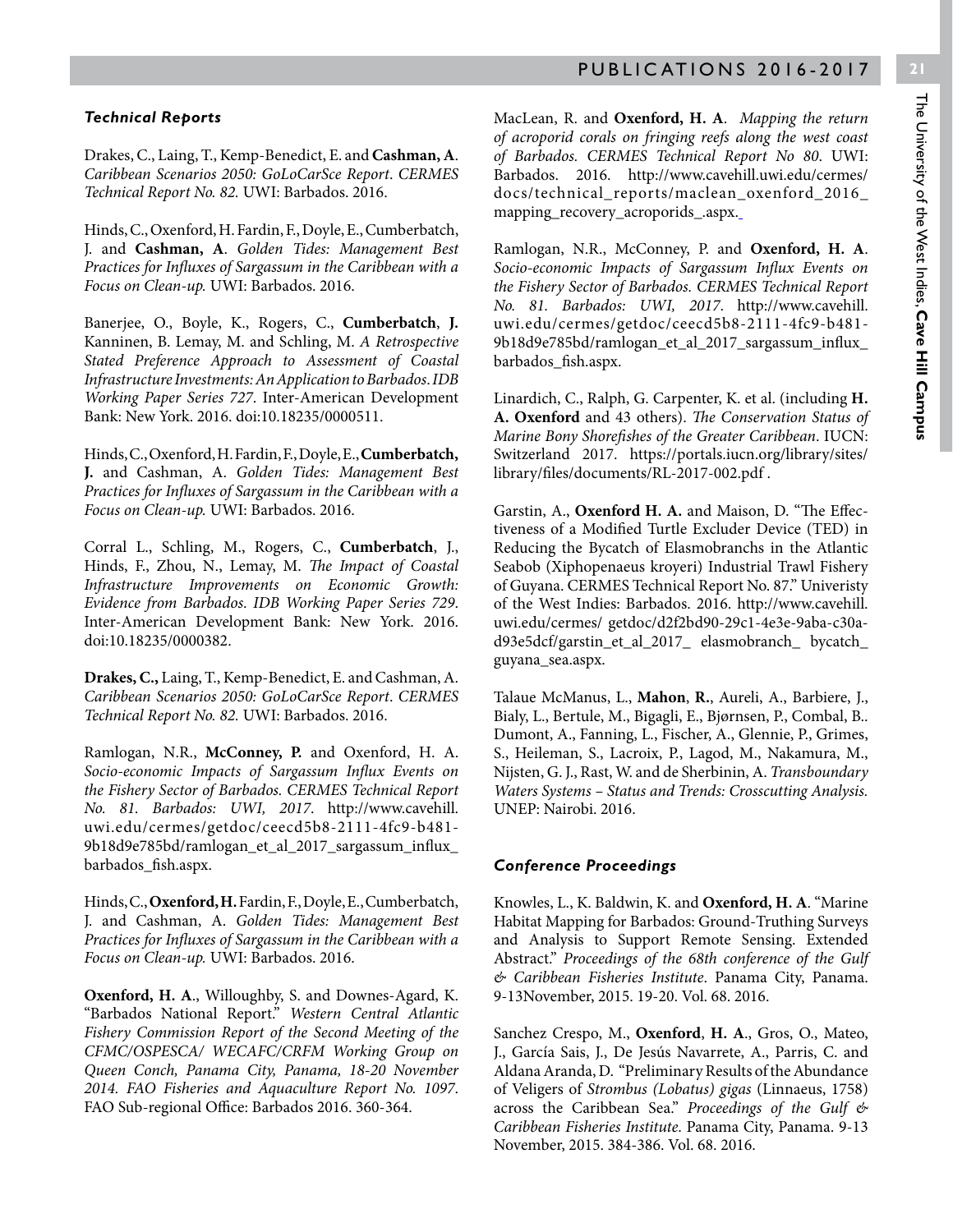### *Technical Reports*

Drakes, C., Laing, T., Kemp-Benedict, E. and **Cashman, A**. *Caribbean Scenarios 2050: GoLoCarSce Report*. *CERMES Technical Report No. 82.* UWI: Barbados. 2016.

Hinds, C., Oxenford, H. Fardin, F., Doyle, E., Cumberbatch, J. and **Cashman, A**. *Golden Tides: Management Best Practices for Influxes of Sargassum in the Caribbean with a Focus on Clean-up.* UWI: Barbados. 2016.

Banerjee, O., Boyle, K., Rogers, C., **Cumberbatch**, **J.** Kanninen, B. Lemay, M. and Schling, M. *A Retrospective Stated Preference Approach to Assessment of Coastal Infrastructure Investments: An Application to Barbados*. *IDB Working Paper Series 727*. Inter-American Development Bank: New York. 2016. doi:10.18235/0000511.

Hinds, C., Oxenford, H. Fardin, F., Doyle, E., **Cumberbatch, J.** and Cashman, A. *Golden Tides: Management Best Practices for Influxes of Sargassum in the Caribbean with a Focus on Clean-up.* UWI: Barbados. 2016.

Corral L., Schling, M., Rogers, C., **Cumberbatch**, J., Hinds, F., Zhou, N., Lemay, M. *The Impact of Coastal Infrastructure Improvements on Economic Growth: Evidence from Barbados*. *IDB Working Paper Series 729*. Inter-American Development Bank: New York. 2016. doi:10.18235/0000382.

**Drakes, C.,** Laing, T., Kemp-Benedict, E. and Cashman, A. *Caribbean Scenarios 2050: GoLoCarSce Report*. *CERMES Technical Report No. 82.* UWI: Barbados. 2016.

Ramlogan, N.R., **McConney, P.** and Oxenford, H. A. *Socio-economic Impacts of Sargassum Influx Events on the Fishery Sector of Barbados. CERMES Technical Report No. 81. Barbados: UWI, 2017*. http://www.cavehill.uwi.edu/cermes/getdoc/ceecd5b8-2111-4fc9-b481-9b18d9e785bd/ramlogan_et_al_2017_sargassum_influx_barbados_fish.aspx.

Hinds, C., **Oxenford, H.** Fardin, F., Doyle, E., Cumberbatch, J. and Cashman, A. *Golden Tides: Management Best Practices for Influxes of Sargassum in the Caribbean with a Focus on Clean-up.* UWI: Barbados. 2016.

**Oxenford, H. A**., Willoughby, S. and Downes-Agard, K. "Barbados National Report." *Western Central Atlantic Fishery Commission Report of the Second Meeting of the CFMC/OSPESCA/ WECAFC/CRFM Working Group on Queen Conch, Panama City, Panama, 18-20 November 2014. FAO Fisheries and Aquaculture Report No. 1097*. FAO Sub-regional Office: Barbados 2016. 360-364.

MacLean, R. and **Oxenford, H. A**. *Mapping the return of acroporid corals on fringing reefs along the west coast of Barbados. CERMES Technical Report No 80*. UWI: Barbados. 2016. http://www.cavehill.uwi.edu/cermes/docs/technical_reports/maclean_oxenford_2016_mapping_recovery_acroporids_.aspx.

Ramlogan, N.R., McConney, P. and **Oxenford, H. A**. *Socio-economic Impacts of Sargassum Influx Events on the Fishery Sector of Barbados. CERMES Technical Report No. 81. Barbados: UWI, 2017*. http://www.cavehill.uwi.edu/cermes/getdoc/ceecd5b8-2111-4fc9-b481-9b18d9e785bd/ramlogan_et_al_2017_sargassum_influx_barbados_fish.aspx.

Linardich, C., Ralph, G. Carpenter, K. et al. (including **H. A. Oxenford** and 43 others). *The Conservation Status of Marine Bony Shorefishes of the Greater Caribbean*. IUCN: Switzerland 2017. https://portals.iucn.org/library/sites/library/files/documents/RL-2017-002.pdf .

Garstin, A., **Oxenford H. A.** and Maison, D. "The Effectiveness of a Modified Turtle Excluder Device (TED) in Reducing the Bycatch of Elasmobranchs in the Atlantic Seabob (Xiphopenaeus kroyeri) Industrial Trawl Fishery of Guyana. CERMES Technical Report No. 87." Univeristy of the West Indies: Barbados. 2016. http://www.cavehill.uwi.edu/cermes/ getdoc/d2f2bd90-29c1-4e3e-9aba-c30a-d93e5dcf/garstin_et_al_2017_ elasmobranch_ bycatch_guyana_sea.aspx.

Talaue McManus, L., **Mahon**, **R.**, Aureli, A., Barbiere, J., Bialy, L., Bertule, M., Bigagli, E., Bjørnsen, P., Combal, B.. Dumont, A., Fanning, L., Fischer, A., Glennie, P., Grimes, S., Heileman, S., Lacroix, P., Lagod, M., Nakamura, M., Nijsten, G. J., Rast, W. and de Sherbinin, A. *Transboundary Waters Systems – Status and Trends: Crosscutting Analysis.* UNEP: Nairobi. 2016.

### *Conference Proceedings*

Knowles, L., K. Baldwin, K. and **Oxenford, H. A**. "Marine Habitat Mapping for Barbados: Ground-Truthing Surveys and Analysis to Support Remote Sensing. Extended Abstract." *Proceedings of the 68th conference of the Gulf & Caribbean Fisheries Institute*. Panama City, Panama. 9-13November, 2015. 19-20. Vol. 68. 2016.

Sanchez Crespo, M., **Oxenford**, **H. A**., Gros, O., Mateo, J., García Sais, J., De Jesús Navarrete, A., Parris, C. and Aldana Aranda, D. "Preliminary Results of the Abundance of Veligers of *Strombus (Lobatus) gigas* (Linnaeus, 1758) across the Caribbean Sea." *Proceedings of the Gulf & Caribbean Fisheries Institute*. Panama City, Panama. 9-13 November, 2015. 384-386. Vol. 68. 2016.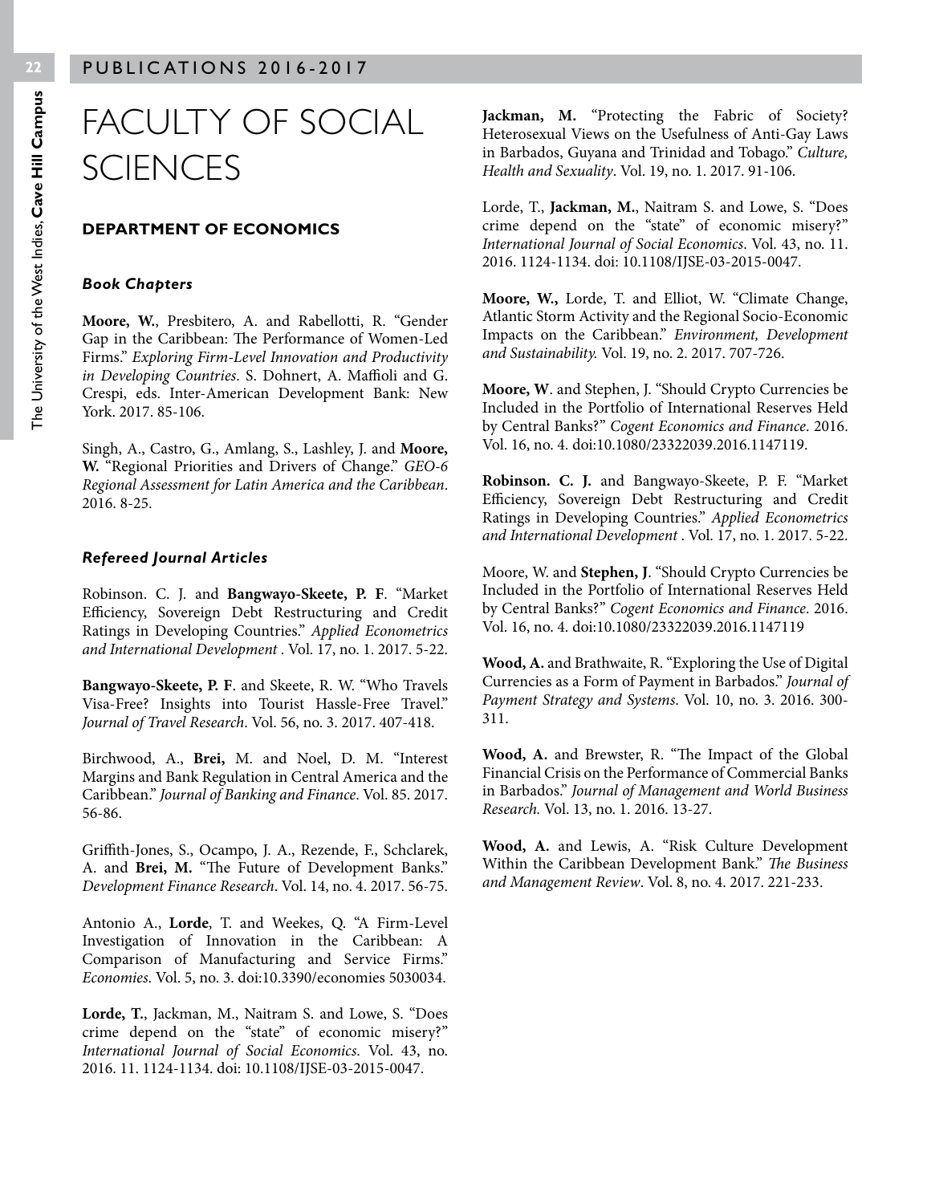# FACULTY OF SOCIAL SCIENCES

## DEPARTMENT OF ECONOMICS

### *Book Chapters*

**Moore, W.**, Presbitero, A. and Rabellotti, R. "Gender Gap in the Caribbean: The Performance of Women-Led Firms." *Exploring Firm-Level Innovation and Productivity in Developing Countries*. S. Dohnert, A. Maffioli and G. Crespi, eds. Inter-American Development Bank: New York. 2017. 85-106.

Singh, A., Castro, G., Amlang, S., Lashley, J. and **Moore, W.** "Regional Priorities and Drivers of Change." *GEO-6 Regional Assessment for Latin America and the Caribbean*. 2016. 8-25.

### *Refereed Journal Articles*

Robinson. C. J. and **Bangwayo-Skeete, P. F**. "Market Efficiency, Sovereign Debt Restructuring and Credit Ratings in Developing Countries." *Applied Econometrics and International Development* . Vol. 17, no. 1. 2017. 5-22.

**Bangwayo-Skeete, P. F**. and Skeete, R. W. "Who Travels Visa-Free? Insights into Tourist Hassle-Free Travel." *Journal of Travel Research*. Vol. 56, no. 3. 2017. 407-418.

Birchwood, A., **Brei,** M. and Noel, D. M. "Interest Margins and Bank Regulation in Central America and the Caribbean." *Journal of Banking and Finance*. Vol. 85. 2017. 56-86.

Griffith-Jones, S., Ocampo, J. A., Rezende, F., Schclarek, A. and **Brei, M.** "The Future of Development Banks." *Development Finance Research*. Vol. 14, no. 4. 2017. 56-75.

Antonio A., **Lorde**, T. and Weekes, Q. "A Firm-Level Investigation of Innovation in the Caribbean: A Comparison of Manufacturing and Service Firms." *Economies*. Vol. 5, no. 3. doi:10.3390/economies 5030034.

**Lorde, T.**, Jackman, M., Naitram S. and Lowe, S. "Does crime depend on the "state" of economic misery?" *International Journal of Social Economics*. Vol. 43, no. 2016. 11. 1124-1134. doi: 10.1108/IJSE-03-2015-0047.

**Jackman, M.** "Protecting the Fabric of Society? Heterosexual Views on the Usefulness of Anti-Gay Laws in Barbados, Guyana and Trinidad and Tobago." *Culture, Health and Sexuality*. Vol. 19, no. 1. 2017. 91-106.

Lorde, T., **Jackman, M.**, Naitram S. and Lowe, S. "Does crime depend on the "state" of economic misery?" *International Journal of Social Economics*. Vol. 43, no. 11. 2016. 1124-1134. doi: 10.1108/IJSE-03-2015-0047.

**Moore, W.,** Lorde, T. and Elliot, W. "Climate Change, Atlantic Storm Activity and the Regional Socio-Economic Impacts on the Caribbean." *Environment, Development and Sustainability.* Vol. 19, no. 2. 2017. 707-726.

**Moore, W**. and Stephen, J. "Should Crypto Currencies be Included in the Portfolio of International Reserves Held by Central Banks?" *Cogent Economics and Finance*. 2016. Vol. 16, no. 4. doi:10.1080/23322039.2016.1147119.

**Robinson. C. J.** and Bangwayo-Skeete, P. F. "Market Efficiency, Sovereign Debt Restructuring and Credit Ratings in Developing Countries." *Applied Econometrics and International Development* . Vol. 17, no. 1. 2017. 5-22.

Moore, W. and **Stephen, J**. "Should Crypto Currencies be Included in the Portfolio of International Reserves Held by Central Banks?" *Cogent Economics and Finance*. 2016. Vol. 16, no. 4. doi:10.1080/23322039.2016.1147119

**Wood, A.** and Brathwaite, R. "Exploring the Use of Digital Currencies as a Form of Payment in Barbados." *Journal of Payment Strategy and Systems*. Vol. 10, no. 3. 2016. 300-311.

**Wood, A.** and Brewster, R. "The Impact of the Global Financial Crisis on the Performance of Commercial Banks in Barbados." *Journal of Management and World Business Research.* Vol. 13, no. 1. 2016. 13-27.

**Wood, A.** and Lewis, A. "Risk Culture Development Within the Caribbean Development Bank." *The Business and Management Review*. Vol. 8, no. 4. 2017. 221-233.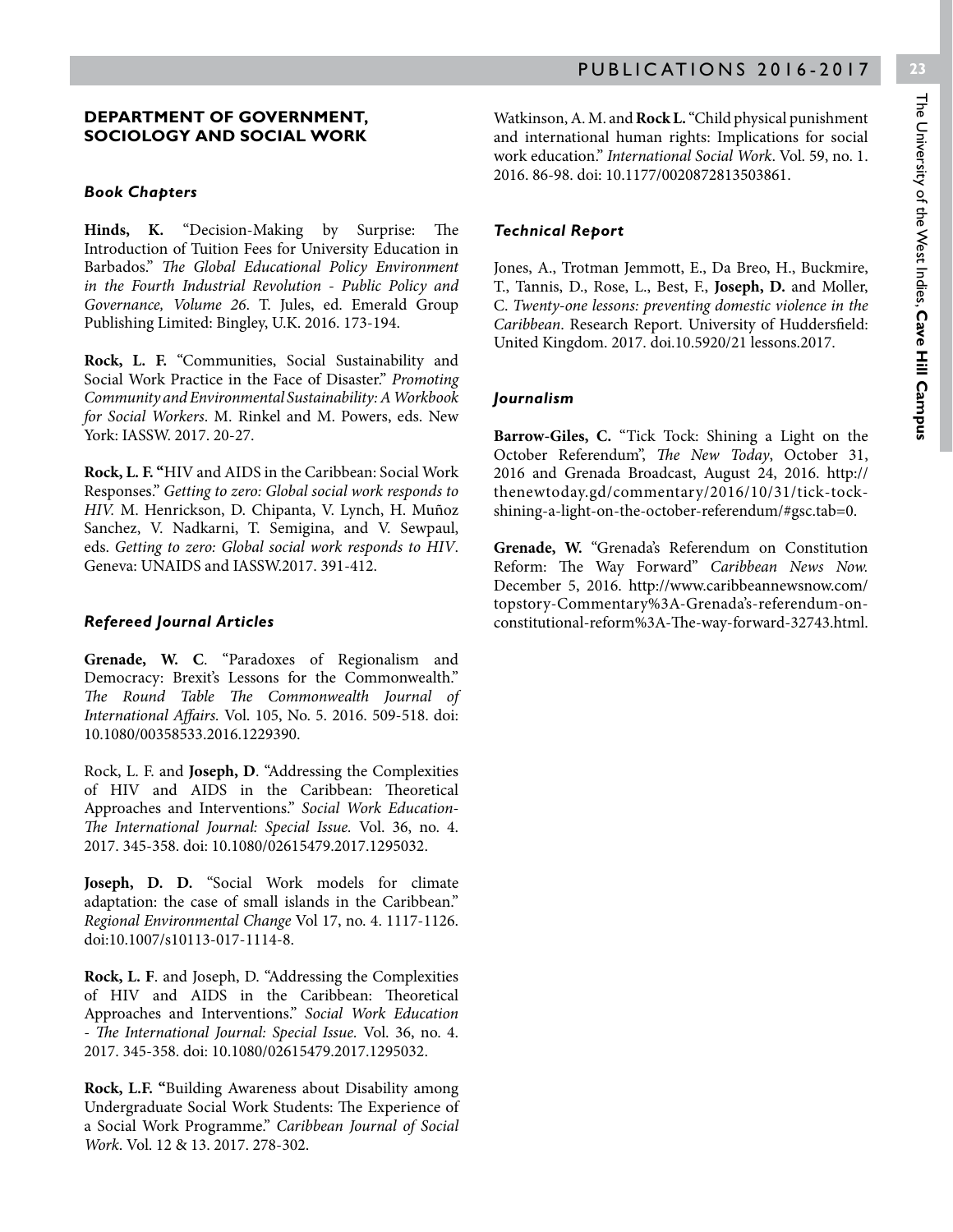## DEPARTMENT OF GOVERNMENT, SOCIOLOGY AND SOCIAL WORK

### *Book Chapters*

**Hinds, K.** "Decision-Making by Surprise: The Introduction of Tuition Fees for University Education in Barbados." *The Global Educational Policy Environment in the Fourth Industrial Revolution - Public Policy and Governance, Volume 26*. T. Jules, ed. Emerald Group Publishing Limited: Bingley, U.K. 2016. 173-194.

**Rock, L. F.** "Communities, Social Sustainability and Social Work Practice in the Face of Disaster." *Promoting Community and Environmental Sustainability: A Workbook for Social Workers*. M. Rinkel and M. Powers, eds. New York: IASSW. 2017. 20-27.

**Rock, L. F. "**HIV and AIDS in the Caribbean: Social Work Responses." *Getting to zero: Global social work responds to HIV.* M. Henrickson, D. Chipanta, V. Lynch, H. Muñoz Sanchez, V. Nadkarni, T. Semigina, and V. Sewpaul, eds. *Getting to zero: Global social work responds to HIV*. Geneva: UNAIDS and IASSW.2017. 391-412.

### *Refereed Journal Articles*

**Grenade, W. C**. "Paradoxes of Regionalism and Democracy: Brexit's Lessons for the Commonwealth." *The Round Table The Commonwealth Journal of International Affairs.* Vol. 105, No. 5. 2016. 509-518. doi: 10.1080/00358533.2016.1229390.

Rock, L. F. and **Joseph, D**. "Addressing the Complexities of HIV and AIDS in the Caribbean: Theoretical Approaches and Interventions." *Social Work Education- The International Journal: Special Issue.* Vol. 36, no. 4. 2017. 345-358. doi: 10.1080/02615479.2017.1295032.

**Joseph, D. D.** "Social Work models for climate adaptation: the case of small islands in the Caribbean." *Regional Environmental Change* Vol 17, no. 4. 1117-1126. doi:10.1007/s10113-017-1114-8.

**Rock, L. F**. and Joseph, D. "Addressing the Complexities of HIV and AIDS in the Caribbean: Theoretical Approaches and Interventions." *Social Work Education - The International Journal: Special Issue.* Vol. 36, no. 4. 2017. 345-358. doi: 10.1080/02615479.2017.1295032.

**Rock, L.F. "**Building Awareness about Disability among Undergraduate Social Work Students: The Experience of a Social Work Programme." *Caribbean Journal of Social Work*. Vol. 12 & 13. 2017. 278-302.

Watkinson, A. M. and **Rock L.** "Child physical punishment and international human rights: Implications for social work education." *International Social Work*. Vol. 59, no. 1. 2016. 86-98. doi: 10.1177/0020872813503861.

### *Technical Report*

Jones, A., Trotman Jemmott, E., Da Breo, H., Buckmire, T., Tannis, D., Rose, L., Best, F., **Joseph, D.** and Moller, C. *Twenty-one lessons: preventing domestic violence in the Caribbean*. Research Report. University of Huddersfield: United Kingdom. 2017. doi.10.5920/21 lessons.2017.

### *Journalism*

**Barrow-Giles, C.** "Tick Tock: Shining a Light on the October Referendum", *The New Today*, October 31, 2016 and Grenada Broadcast, August 24, 2016. http://thenewtoday.gd/commentary/2016/10/31/tick-tock-shining-a-light-on-the-october-referendum/#gsc.tab=0.

**Grenade, W.** "Grenada's Referendum on Constitution Reform: The Way Forward" *Caribbean News Now.* December 5, 2016. http://www.caribbeannewsnow.com/topstory-Commentary%3A-Grenada's-referendum-on-constitutional-reform%3A-The-way-forward-32743.html.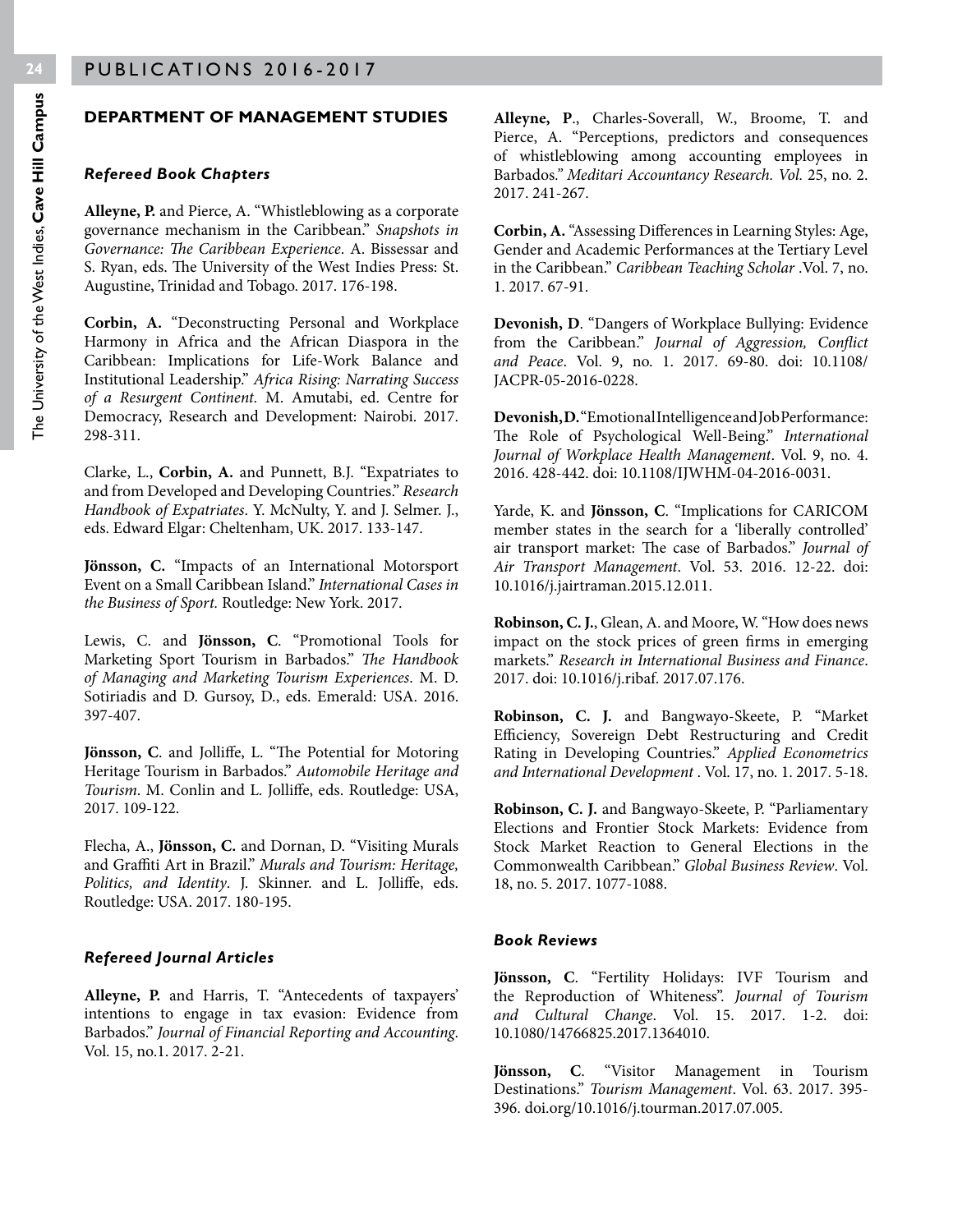## DEPARTMENT OF MANAGEMENT STUDIES

### *Refereed Book Chapters*

**Alleyne, P.** and Pierce, A. "Whistleblowing as a corporate governance mechanism in the Caribbean." *Snapshots in Governance: The Caribbean Experience*. A. Bissessar and S. Ryan, eds. The University of the West Indies Press: St. Augustine, Trinidad and Tobago. 2017. 176-198.

**Corbin, A.** "Deconstructing Personal and Workplace Harmony in Africa and the African Diaspora in the Caribbean: Implications for Life-Work Balance and Institutional Leadership." *Africa Rising: Narrating Success of a Resurgent Continent.* M. Amutabi, ed. Centre for Democracy, Research and Development: Nairobi. 2017. 298-311.

Clarke, L., **Corbin, A.** and Punnett, B.J. "Expatriates to and from Developed and Developing Countries." *Research Handbook of Expatriates*. Y. McNulty, Y. and J. Selmer. J., eds. Edward Elgar: Cheltenham, UK. 2017. 133-147.

**Jönsson, C.** "Impacts of an International Motorsport Event on a Small Caribbean Island." *International Cases in the Business of Sport.* Routledge: New York. 2017.

Lewis, C. and **Jönsson, C**. "Promotional Tools for Marketing Sport Tourism in Barbados." *The Handbook of Managing and Marketing Tourism Experiences*. M. D. Sotiriadis and D. Gursoy, D., eds. Emerald: USA. 2016. 397-407.

**Jönsson, C**. and Jolliffe, L. "The Potential for Motoring Heritage Tourism in Barbados." *Automobile Heritage and Tourism*. M. Conlin and L. Jolliffe, eds. Routledge: USA, 2017. 109-122.

Flecha, A., **Jönsson, C.** and Dornan, D. "Visiting Murals and Graffiti Art in Brazil." *Murals and Tourism: Heritage, Politics, and Identity*. J. Skinner. and L. Jolliffe, eds. Routledge: USA. 2017. 180-195.

### *Refereed Journal Articles*

**Alleyne, P.** and Harris, T. "Antecedents of taxpayers' intentions to engage in tax evasion: Evidence from Barbados." *Journal of Financial Reporting and Accounting.* Vol. 15, no.1. 2017. 2-21.

**Alleyne, P**., Charles-Soverall, W., Broome, T. and Pierce, A. "Perceptions, predictors and consequences of whistleblowing among accounting employees in Barbados." *Meditari Accountancy Research. Vol.* 25, no. 2. 2017. 241-267.

**Corbin, A.** "Assessing Differences in Learning Styles: Age, Gender and Academic Performances at the Tertiary Level in the Caribbean." *Caribbean Teaching Scholar* .Vol. 7, no. 1. 2017. 67-91.

**Devonish, D**. "Dangers of Workplace Bullying: Evidence from the Caribbean." *Journal of Aggression, Conflict and Peace*. Vol. 9, no. 1. 2017. 69-80. doi: 10.1108/JACPR-05-2016-0228.

**Devonish, D.** "Emotional Intelligence and Job Performance: The Role of Psychological Well-Being." *International Journal of Workplace Health Management*. Vol. 9, no. 4. 2016. 428-442. doi: 10.1108/IJWHM-04-2016-0031.

Yarde, K. and **Jönsson, C**. "Implications for CARICOM member states in the search for a 'liberally controlled' air transport market: The case of Barbados." *Journal of Air Transport Management*. Vol. 53. 2016. 12-22. doi: 10.1016/j.jairtraman.2015.12.011.

**Robinson, C. J.**, Glean, A. and Moore, W. "How does news impact on the stock prices of green firms in emerging markets." *Research in International Business and Finance*. 2017. doi: 10.1016/j.ribaf. 2017.07.176.

**Robinson, C. J.** and Bangwayo-Skeete, P. "Market Efficiency, Sovereign Debt Restructuring and Credit Rating in Developing Countries." *Applied Econometrics and International Development* . Vol. 17, no. 1. 2017. 5-18.

**Robinson, C. J.** and Bangwayo-Skeete, P. "Parliamentary Elections and Frontier Stock Markets: Evidence from Stock Market Reaction to General Elections in the Commonwealth Caribbean." *Global Business Review*. Vol. 18, no. 5. 2017. 1077-1088.

### *Book Reviews*

**Jönsson, C**. "Fertility Holidays: IVF Tourism and the Reproduction of Whiteness". *Journal of Tourism and Cultural Change*. Vol. 15. 2017. 1-2. doi: 10.1080/14766825.2017.1364010.

**Jönsson, C**. "Visitor Management in Tourism Destinations." *Tourism Management*. Vol. 63. 2017. 395-396. doi.org/10.1016/j.tourman.2017.07.005.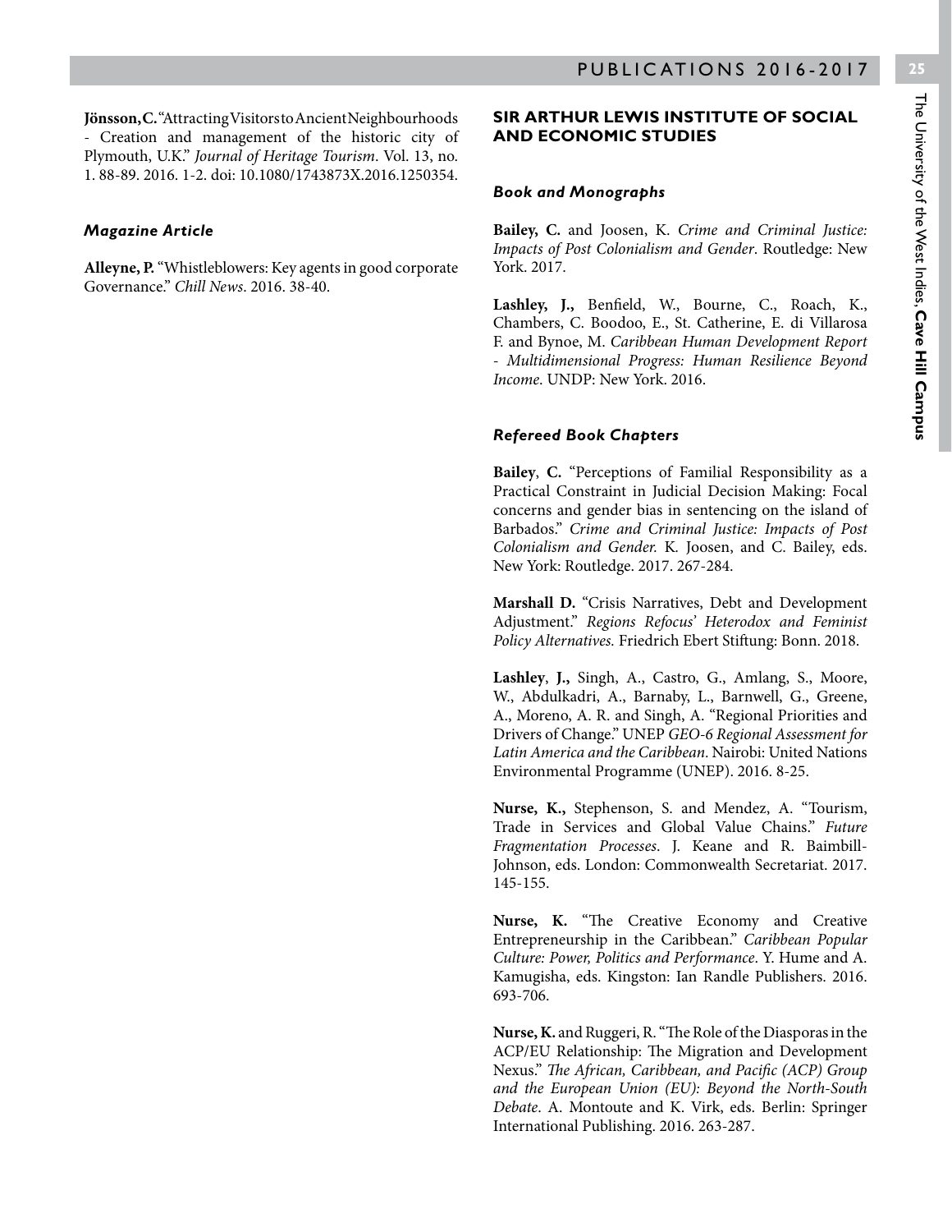**Jönsson, C.** "Attracting Visitors to Ancient Neighbourhoods - Creation and management of the historic city of Plymouth, U.K." *Journal of Heritage Tourism*. Vol. 13, no. 1. 88-89. 2016. 1-2. doi: 10.1080/1743873X.2016.1250354.

### *Magazine Article*

**Alleyne, P.** "Whistleblowers: Key agents in good corporate Governance." *Chill News*. 2016. 38-40.

## SIR ARTHUR LEWIS INSTITUTE OF SOCIAL AND ECONOMIC STUDIES

### *Book and Monographs*

**Bailey, C.** and Joosen, K. *Crime and Criminal Justice: Impacts of Post Colonialism and Gender*. Routledge: New York. 2017.

**Lashley, J.,** Benfield, W., Bourne, C., Roach, K., Chambers, C. Boodoo, E., St. Catherine, E. di Villarosa F. and Bynoe, M. *Caribbean Human Development Report - Multidimensional Progress: Human Resilience Beyond Income*. UNDP: New York. 2016.

### *Refereed Book Chapters*

**Bailey**, **C.** "Perceptions of Familial Responsibility as a Practical Constraint in Judicial Decision Making: Focal concerns and gender bias in sentencing on the island of Barbados." *Crime and Criminal Justice: Impacts of Post Colonialism and Gender.* K. Joosen, and C. Bailey, eds. New York: Routledge. 2017. 267-284.

**Marshall D.** "Crisis Narratives, Debt and Development Adjustment." *Regions Refocus' Heterodox and Feminist Policy Alternatives.* Friedrich Ebert Stiftung: Bonn. 2018.

**Lashley**, **J.,** Singh, A., Castro, G., Amlang, S., Moore, W., Abdulkadri, A., Barnaby, L., Barnwell, G., Greene, A., Moreno, A. R. and Singh, A. "Regional Priorities and Drivers of Change." UNEP *GEO-6 Regional Assessment for Latin America and the Caribbean*. Nairobi: United Nations Environmental Programme (UNEP). 2016. 8-25.

**Nurse, K.,** Stephenson, S. and Mendez, A. "Tourism, Trade in Services and Global Value Chains." *Future Fragmentation Processes*. J. Keane and R. Baimbill-Johnson, eds. London: Commonwealth Secretariat. 2017. 145-155.

**Nurse, K.** "The Creative Economy and Creative Entrepreneurship in the Caribbean." *Caribbean Popular Culture: Power, Politics and Performance*. Y. Hume and A. Kamugisha, eds. Kingston: Ian Randle Publishers. 2016. 693-706.

**Nurse, K.** and Ruggeri, R. "The Role of the Diasporas in the ACP/EU Relationship: The Migration and Development Nexus." *The African, Caribbean, and Pacific (ACP) Group and the European Union (EU): Beyond the North-South Debate*. A. Montoute and K. Virk, eds. Berlin: Springer International Publishing. 2016. 263-287.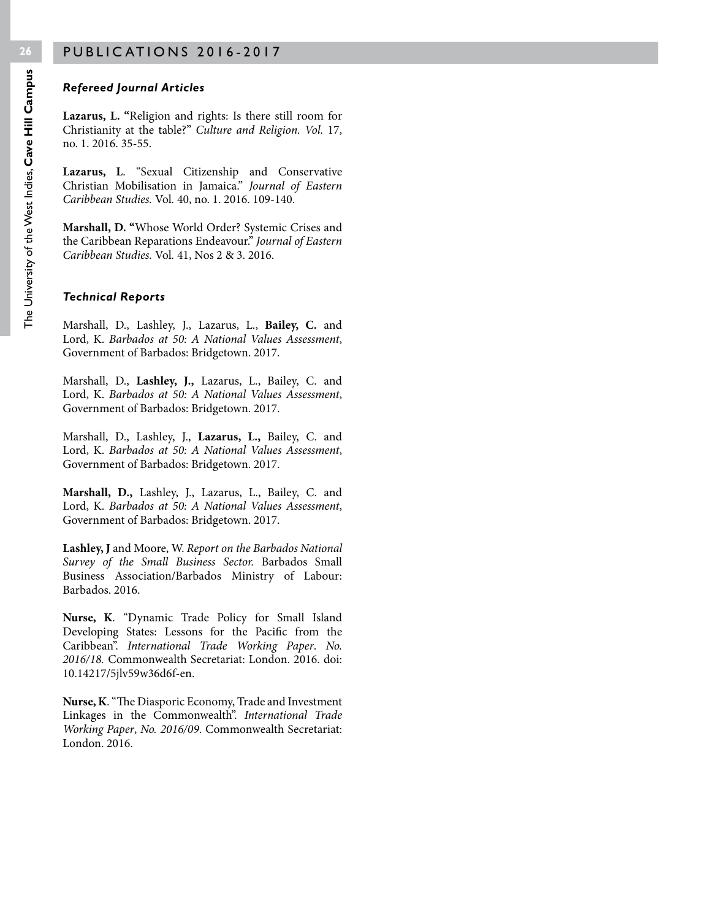## PUBLICATIONS 2016-2017

### *Refereed Journal Articles*

**Lazarus, L. "**Religion and rights: Is there still room for Christianity at the table?" *Culture and Religion. Vol.* 17, no. 1. 2016. 35-55.

**Lazarus, L**. "Sexual Citizenship and Conservative Christian Mobilisation in Jamaica." *Journal of Eastern Caribbean Studies.* Vol. 40, no. 1. 2016. 109-140.

**Marshall, D. "**Whose World Order? Systemic Crises and the Caribbean Reparations Endeavour." *Journal of Eastern Caribbean Studies.* Vol. 41, Nos 2 & 3. 2016.

### *Technical Reports*

Marshall, D., Lashley, J., Lazarus, L., **Bailey, C.** and Lord, K. *Barbados at 50: A National Values Assessment*, Government of Barbados: Bridgetown. 2017.

Marshall, D., **Lashley, J.,** Lazarus, L., Bailey, C. and Lord, K. *Barbados at 50: A National Values Assessment*, Government of Barbados: Bridgetown. 2017.

Marshall, D., Lashley, J., **Lazarus, L.,** Bailey, C. and Lord, K. *Barbados at 50: A National Values Assessment*, Government of Barbados: Bridgetown. 2017.

**Marshall, D.,** Lashley, J., Lazarus, L., Bailey, C. and Lord, K. *Barbados at 50: A National Values Assessment*, Government of Barbados: Bridgetown. 2017.

**Lashley, J** and Moore, W. *Report on the Barbados National Survey of the Small Business Sector.* Barbados Small Business Association/Barbados Ministry of Labour: Barbados. 2016.

**Nurse, K**. "Dynamic Trade Policy for Small Island Developing States: Lessons for the Pacific from the Caribbean". *International Trade Working Paper*. *No. 2016/18.* Commonwealth Secretariat: London. 2016. doi: 10.14217/5jlv59w36d6f-en.

**Nurse, K**. "The Diasporic Economy, Trade and Investment Linkages in the Commonwealth". *International Trade Working Paper*, *No. 2016/09.* Commonwealth Secretariat: London. 2016.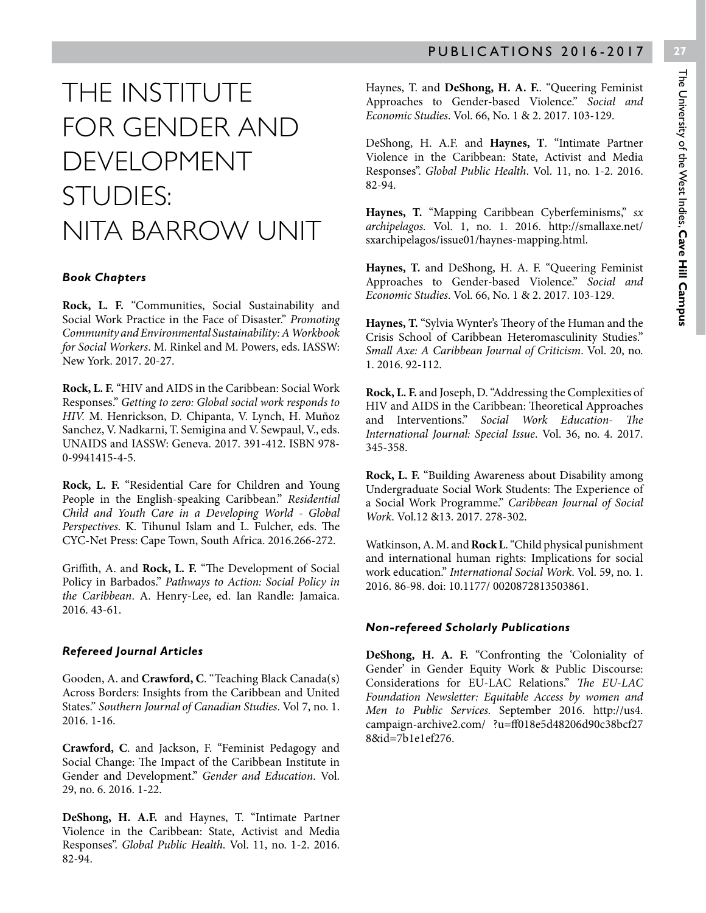# THE INSTITUTE FOR GENDER AND DEVELOPMENT STUDIES: NITA BARROW UNIT

### *Book Chapters*

**Rock, L. F.** "Communities, Social Sustainability and Social Work Practice in the Face of Disaster." *Promoting Community and Environmental Sustainability: A Workbook for Social Workers*. M. Rinkel and M. Powers, eds. IASSW: New York. 2017. 20-27.

**Rock, L. F.** "HIV and AIDS in the Caribbean: Social Work Responses." *Getting to zero: Global social work responds to HIV.* M. Henrickson, D. Chipanta, V. Lynch, H. Muñoz Sanchez, V. Nadkarni, T. Semigina and V. Sewpaul, V., eds. UNAIDS and IASSW: Geneva. 2017. 391-412. ISBN 978-0-9941415-4-5.

**Rock, L. F.** "Residential Care for Children and Young People in the English-speaking Caribbean." *Residential Child and Youth Care in a Developing World - Global Perspectives*. K. Tihunul Islam and L. Fulcher, eds. The CYC-Net Press: Cape Town, South Africa. 2016.266-272.

Griffith, A. and **Rock, L. F.** "The Development of Social Policy in Barbados." *Pathways to Action: Social Policy in the Caribbean*. A. Henry-Lee, ed. Ian Randle: Jamaica. 2016. 43-61.

### *Refereed Journal Articles*

Gooden, A. and **Crawford, C**. "Teaching Black Canada(s) Across Borders: Insights from the Caribbean and United States." *Southern Journal of Canadian Studies*. Vol 7, no. 1. 2016. 1-16.

**Crawford, C**. and Jackson, F. "Feminist Pedagogy and Social Change: The Impact of the Caribbean Institute in Gender and Development." *Gender and Education*. Vol. 29, no. 6. 2016. 1-22.

**DeShong, H. A.F.** and Haynes, T. "Intimate Partner Violence in the Caribbean: State, Activist and Media Responses". *Global Public Health*. Vol. 11, no. 1-2. 2016. 82-94.

Haynes, T. and **DeShong, H. A. F.**. "Queering Feminist Approaches to Gender-based Violence." *Social and Economic Studies*. Vol. 66, No. 1 & 2. 2017. 103-129.

DeShong, H. A.F. and **Haynes, T**. "Intimate Partner Violence in the Caribbean: State, Activist and Media Responses". *Global Public Health*. Vol. 11, no. 1-2. 2016. 82-94.

**Haynes, T.** "Mapping Caribbean Cyberfeminisms," *sx archipelagos*. Vol. 1, no. 1. 2016. http://smallaxe.net/sxarchipelagos/issue01/haynes-mapping.html.

**Haynes, T.** and DeShong, H. A. F. "Queering Feminist Approaches to Gender-based Violence." *Social and Economic Studies*. Vol. 66, No. 1 & 2. 2017. 103-129.

**Haynes, T.** "Sylvia Wynter's Theory of the Human and the Crisis School of Caribbean Heteromasculinity Studies." *Small Axe: A Caribbean Journal of Criticism*. Vol. 20, no. 1. 2016. 92-112.

**Rock, L. F.** and Joseph, D. "Addressing the Complexities of HIV and AIDS in the Caribbean: Theoretical Approaches and Interventions." *Social Work Education- The International Journal: Special Issue*. Vol. 36, no. 4. 2017. 345-358.

**Rock, L. F.** "Building Awareness about Disability among Undergraduate Social Work Students: The Experience of a Social Work Programme." *Caribbean Journal of Social Work*. Vol.12 &13. 2017. 278-302.

Watkinson, A. M. and **Rock L**. "Child physical punishment and international human rights: Implications for social work education." *International Social Work*. Vol. 59, no. 1. 2016. 86-98. doi: 10.1177/ 0020872813503861.

### *Non-refereed Scholarly Publications*

**DeShong, H. A. F.** "Confronting the 'Coloniality of Gender' in Gender Equity Work & Public Discourse: Considerations for EU-LAC Relations." *The EU-LAC Foundation Newsletter: Equitable Access by women and Men to Public Services.* September 2016. http://us4.campaign-archive2.com/ ?u=ff018e5d48206d90c38bcf278&id=7b1e1ef276.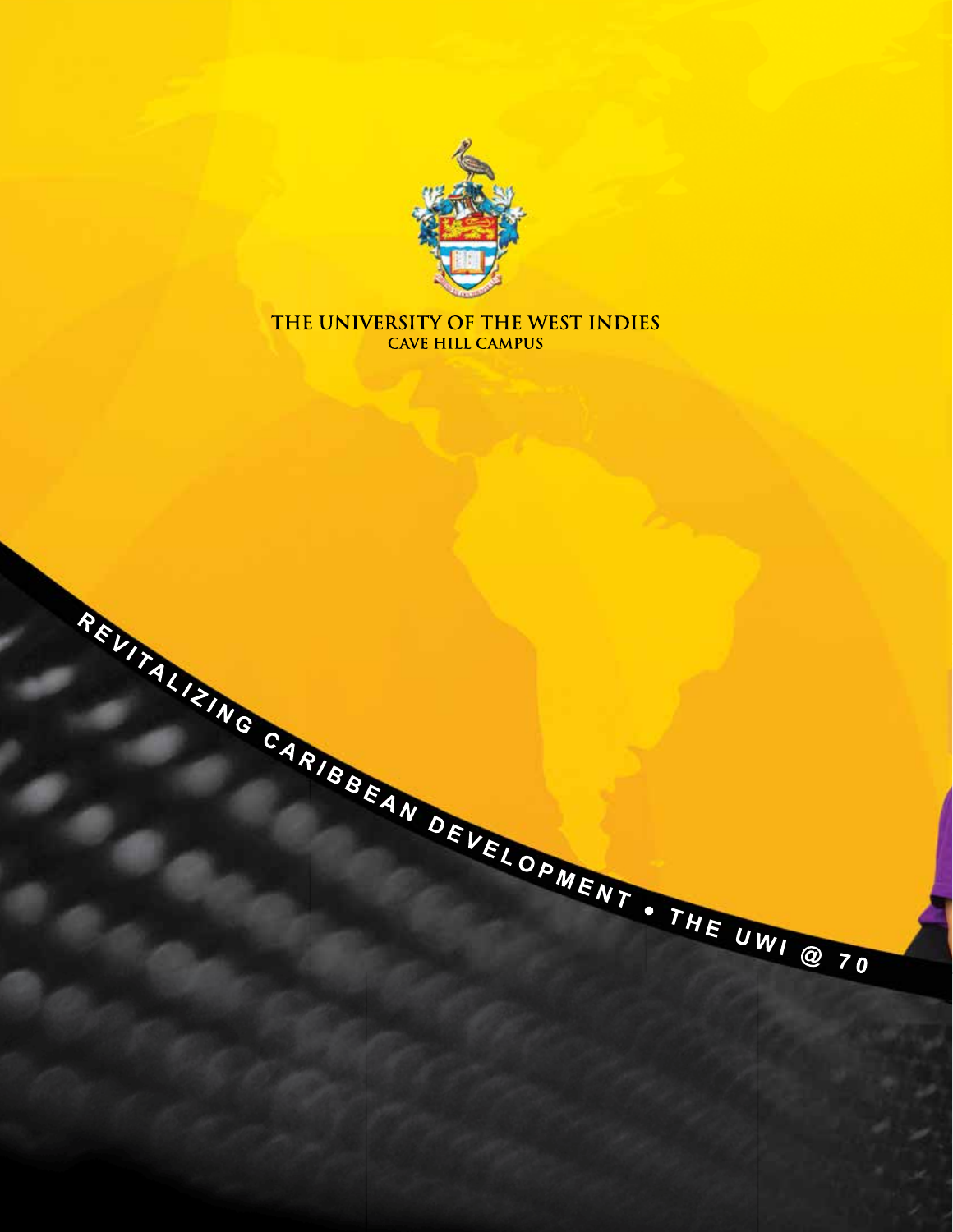THE UNIVERSITY OF THE WEST INDIES
CAVE HILL CAMPUS

REVITALIZING CARIBBEAN DEVELOPMENT • THE UWI @ 70